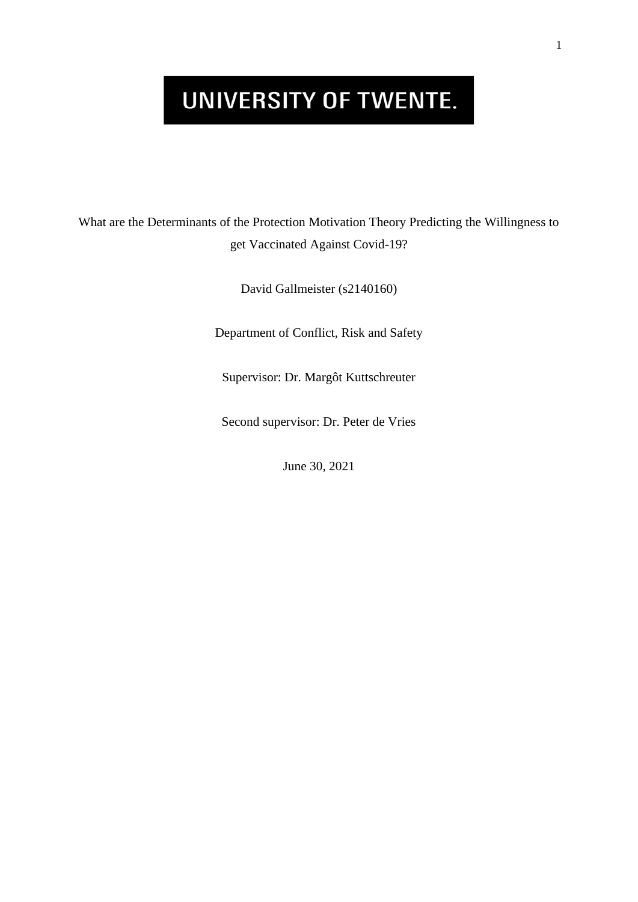UNIVERSITY OF TWENTE.

What are the Determinants of the Protection Motivation Theory Predicting the Willingness to get Vaccinated Against Covid-19?

David Gallmeister (s2140160)

Department of Conflict, Risk and Safety

Supervisor: Dr. Margôt Kuttschreuter

Second supervisor: Dr. Peter de Vries

June 30, 2021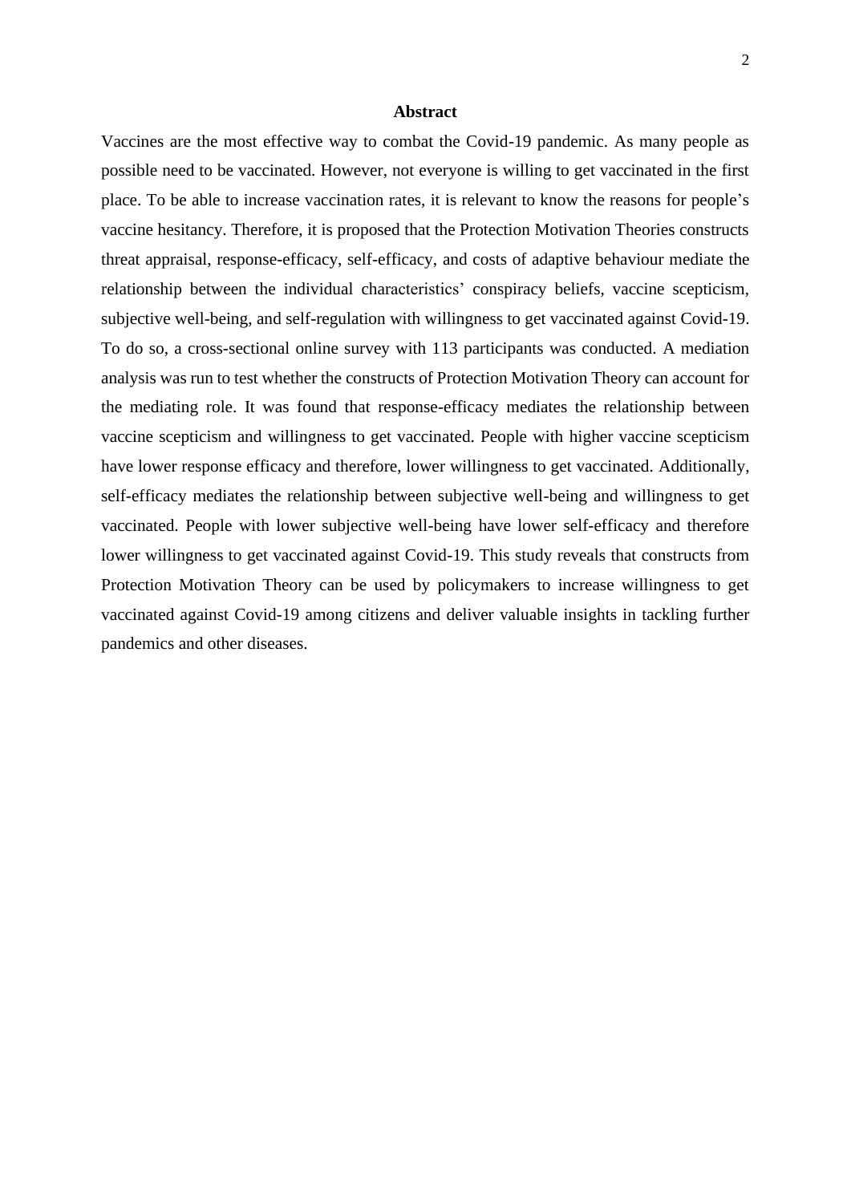# Abstract

Vaccines are the most effective way to combat the Covid-19 pandemic. As many people as possible need to be vaccinated. However, not everyone is willing to get vaccinated in the first place. To be able to increase vaccination rates, it is relevant to know the reasons for people's vaccine hesitancy. Therefore, it is proposed that the Protection Motivation Theories constructs threat appraisal, response-efficacy, self-efficacy, and costs of adaptive behaviour mediate the relationship between the individual characteristics' conspiracy beliefs, vaccine scepticism, subjective well-being, and self-regulation with willingness to get vaccinated against Covid-19. To do so, a cross-sectional online survey with 113 participants was conducted. A mediation analysis was run to test whether the constructs of Protection Motivation Theory can account for the mediating role. It was found that response-efficacy mediates the relationship between vaccine scepticism and willingness to get vaccinated. People with higher vaccine scepticism have lower response efficacy and therefore, lower willingness to get vaccinated. Additionally, self-efficacy mediates the relationship between subjective well-being and willingness to get vaccinated. People with lower subjective well-being have lower self-efficacy and therefore lower willingness to get vaccinated against Covid-19. This study reveals that constructs from Protection Motivation Theory can be used by policymakers to increase willingness to get vaccinated against Covid-19 among citizens and deliver valuable insights in tackling further pandemics and other diseases.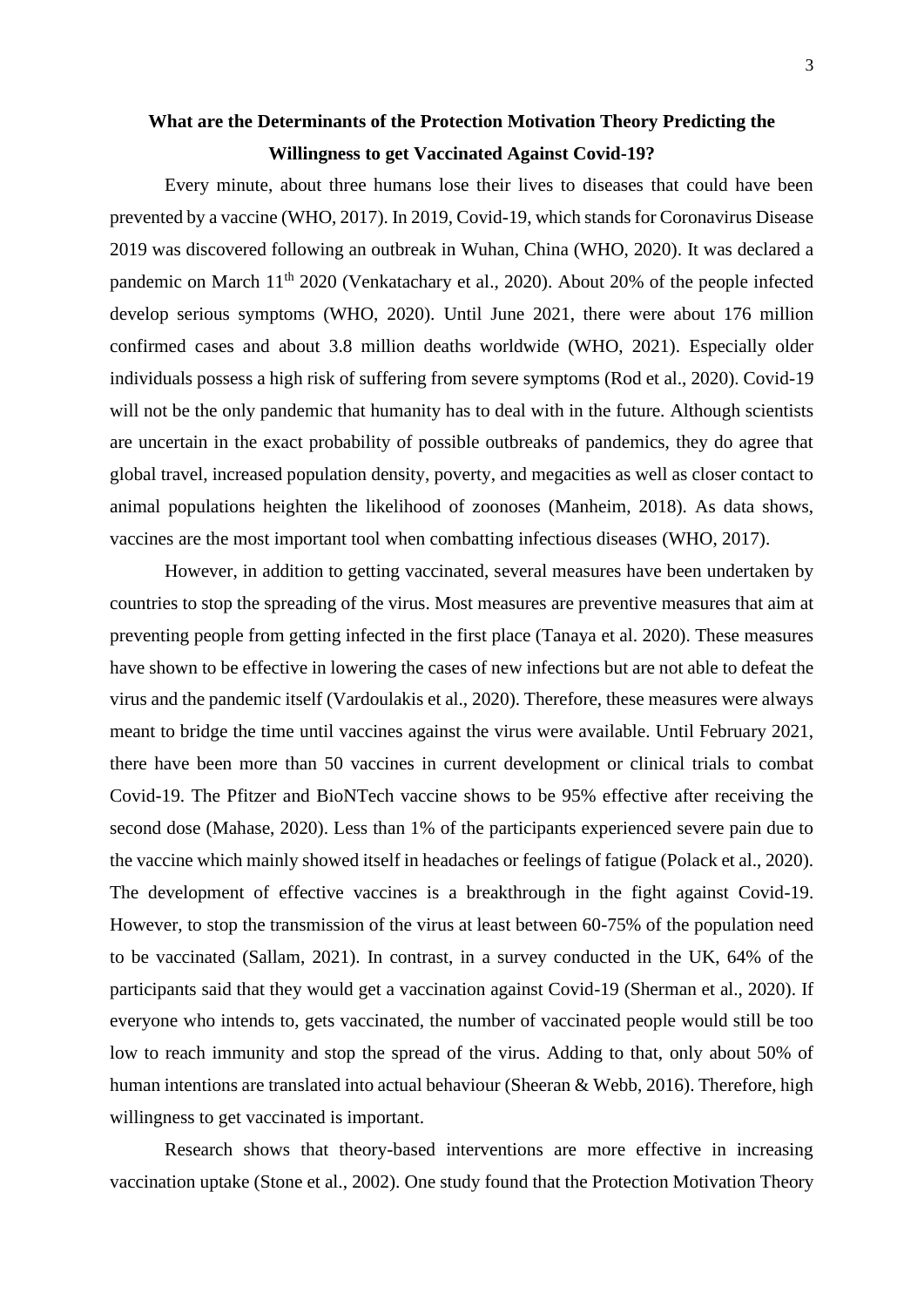# What are the Determinants of the Protection Motivation Theory Predicting the Willingness to get Vaccinated Against Covid-19?

Every minute, about three humans lose their lives to diseases that could have been prevented by a vaccine (WHO, 2017). In 2019, Covid-19, which stands for Coronavirus Disease 2019 was discovered following an outbreak in Wuhan, China (WHO, 2020). It was declared a pandemic on March 11th 2020 (Venkatachary et al., 2020). About 20% of the people infected develop serious symptoms (WHO, 2020). Until June 2021, there were about 176 million confirmed cases and about 3.8 million deaths worldwide (WHO, 2021). Especially older individuals possess a high risk of suffering from severe symptoms (Rod et al., 2020). Covid-19 will not be the only pandemic that humanity has to deal with in the future. Although scientists are uncertain in the exact probability of possible outbreaks of pandemics, they do agree that global travel, increased population density, poverty, and megacities as well as closer contact to animal populations heighten the likelihood of zoonoses (Manheim, 2018). As data shows, vaccines are the most important tool when combatting infectious diseases (WHO, 2017).

However, in addition to getting vaccinated, several measures have been undertaken by countries to stop the spreading of the virus. Most measures are preventive measures that aim at preventing people from getting infected in the first place (Tanaya et al. 2020). These measures have shown to be effective in lowering the cases of new infections but are not able to defeat the virus and the pandemic itself (Vardoulakis et al., 2020). Therefore, these measures were always meant to bridge the time until vaccines against the virus were available. Until February 2021, there have been more than 50 vaccines in current development or clinical trials to combat Covid-19. The Pfitzer and BioNTech vaccine shows to be 95% effective after receiving the second dose (Mahase, 2020). Less than 1% of the participants experienced severe pain due to the vaccine which mainly showed itself in headaches or feelings of fatigue (Polack et al., 2020). The development of effective vaccines is a breakthrough in the fight against Covid-19. However, to stop the transmission of the virus at least between 60-75% of the population need to be vaccinated (Sallam, 2021). In contrast, in a survey conducted in the UK, 64% of the participants said that they would get a vaccination against Covid-19 (Sherman et al., 2020). If everyone who intends to, gets vaccinated, the number of vaccinated people would still be too low to reach immunity and stop the spread of the virus. Adding to that, only about 50% of human intentions are translated into actual behaviour (Sheeran & Webb, 2016). Therefore, high willingness to get vaccinated is important.

Research shows that theory-based interventions are more effective in increasing vaccination uptake (Stone et al., 2002). One study found that the Protection Motivation Theory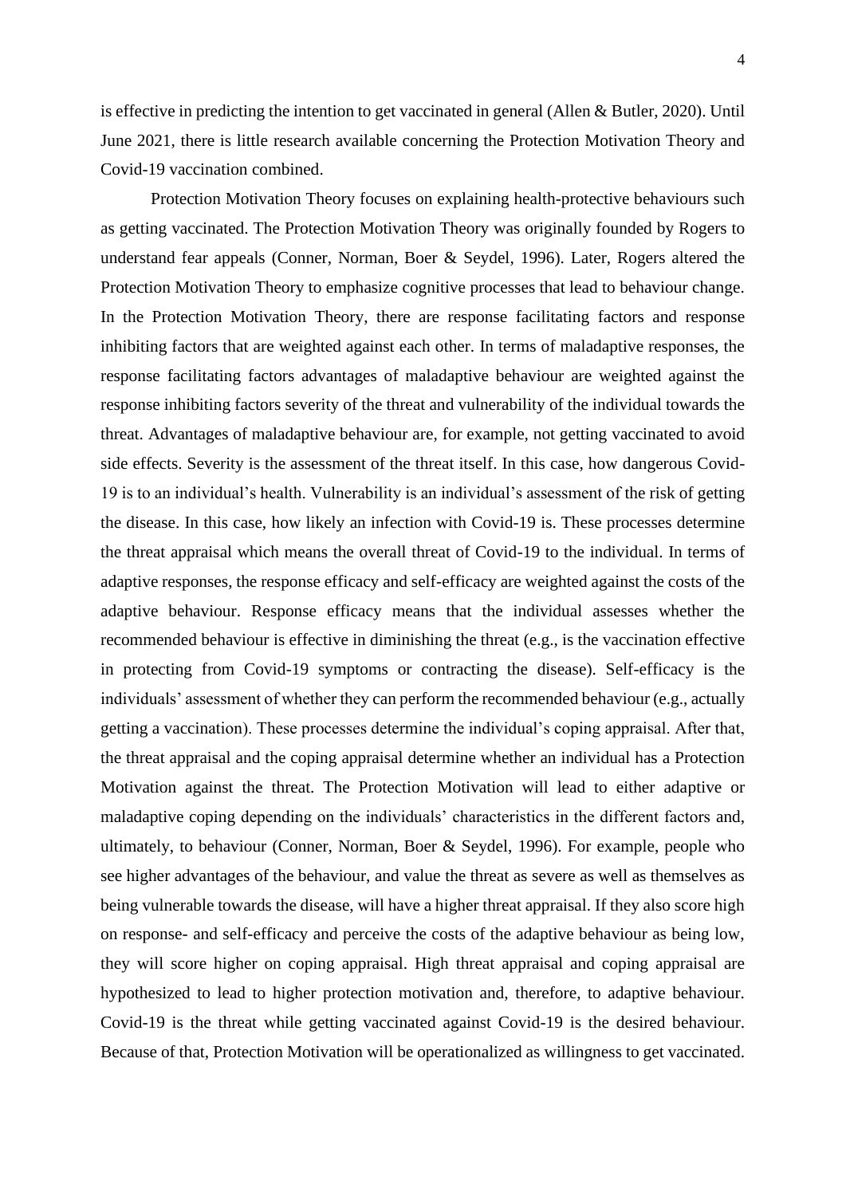is effective in predicting the intention to get vaccinated in general (Allen & Butler, 2020). Until June 2021, there is little research available concerning the Protection Motivation Theory and Covid-19 vaccination combined.

Protection Motivation Theory focuses on explaining health-protective behaviours such as getting vaccinated. The Protection Motivation Theory was originally founded by Rogers to understand fear appeals (Conner, Norman, Boer & Seydel, 1996). Later, Rogers altered the Protection Motivation Theory to emphasize cognitive processes that lead to behaviour change. In the Protection Motivation Theory, there are response facilitating factors and response inhibiting factors that are weighted against each other. In terms of maladaptive responses, the response facilitating factors advantages of maladaptive behaviour are weighted against the response inhibiting factors severity of the threat and vulnerability of the individual towards the threat. Advantages of maladaptive behaviour are, for example, not getting vaccinated to avoid side effects. Severity is the assessment of the threat itself. In this case, how dangerous Covid-19 is to an individual's health. Vulnerability is an individual's assessment of the risk of getting the disease. In this case, how likely an infection with Covid-19 is. These processes determine the threat appraisal which means the overall threat of Covid-19 to the individual. In terms of adaptive responses, the response efficacy and self-efficacy are weighted against the costs of the adaptive behaviour. Response efficacy means that the individual assesses whether the recommended behaviour is effective in diminishing the threat (e.g., is the vaccination effective in protecting from Covid-19 symptoms or contracting the disease). Self-efficacy is the individuals' assessment of whether they can perform the recommended behaviour (e.g., actually getting a vaccination). These processes determine the individual's coping appraisal. After that, the threat appraisal and the coping appraisal determine whether an individual has a Protection Motivation against the threat. The Protection Motivation will lead to either adaptive or maladaptive coping depending on the individuals' characteristics in the different factors and, ultimately, to behaviour (Conner, Norman, Boer & Seydel, 1996). For example, people who see higher advantages of the behaviour, and value the threat as severe as well as themselves as being vulnerable towards the disease, will have a higher threat appraisal. If they also score high on response- and self-efficacy and perceive the costs of the adaptive behaviour as being low, they will score higher on coping appraisal. High threat appraisal and coping appraisal are hypothesized to lead to higher protection motivation and, therefore, to adaptive behaviour. Covid-19 is the threat while getting vaccinated against Covid-19 is the desired behaviour. Because of that, Protection Motivation will be operationalized as willingness to get vaccinated.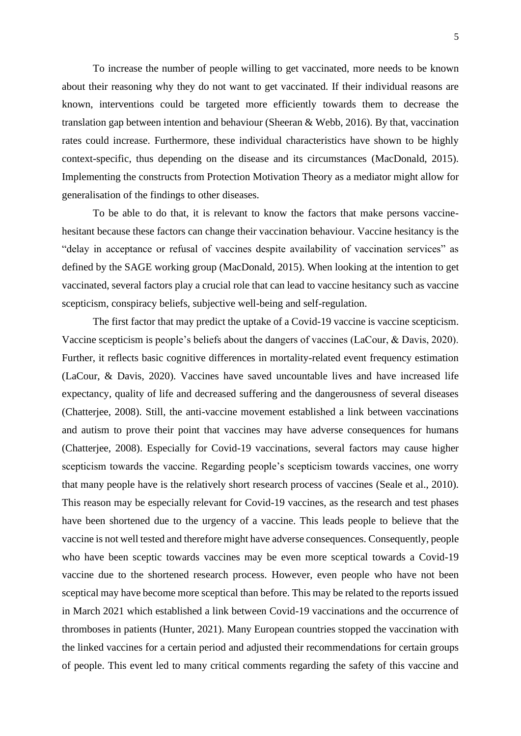To increase the number of people willing to get vaccinated, more needs to be known about their reasoning why they do not want to get vaccinated. If their individual reasons are known, interventions could be targeted more efficiently towards them to decrease the translation gap between intention and behaviour (Sheeran & Webb, 2016). By that, vaccination rates could increase. Furthermore, these individual characteristics have shown to be highly context-specific, thus depending on the disease and its circumstances (MacDonald, 2015). Implementing the constructs from Protection Motivation Theory as a mediator might allow for generalisation of the findings to other diseases.

To be able to do that, it is relevant to know the factors that make persons vaccine-hesitant because these factors can change their vaccination behaviour. Vaccine hesitancy is the "delay in acceptance or refusal of vaccines despite availability of vaccination services" as defined by the SAGE working group (MacDonald, 2015). When looking at the intention to get vaccinated, several factors play a crucial role that can lead to vaccine hesitancy such as vaccine scepticism, conspiracy beliefs, subjective well-being and self-regulation.

The first factor that may predict the uptake of a Covid-19 vaccine is vaccine scepticism. Vaccine scepticism is people's beliefs about the dangers of vaccines (LaCour, & Davis, 2020). Further, it reflects basic cognitive differences in mortality-related event frequency estimation (LaCour, & Davis, 2020). Vaccines have saved uncountable lives and have increased life expectancy, quality of life and decreased suffering and the dangerousness of several diseases (Chatterjee, 2008). Still, the anti-vaccine movement established a link between vaccinations and autism to prove their point that vaccines may have adverse consequences for humans (Chatterjee, 2008). Especially for Covid-19 vaccinations, several factors may cause higher scepticism towards the vaccine. Regarding people's scepticism towards vaccines, one worry that many people have is the relatively short research process of vaccines (Seale et al., 2010). This reason may be especially relevant for Covid-19 vaccines, as the research and test phases have been shortened due to the urgency of a vaccine. This leads people to believe that the vaccine is not well tested and therefore might have adverse consequences. Consequently, people who have been sceptic towards vaccines may be even more sceptical towards a Covid-19 vaccine due to the shortened research process. However, even people who have not been sceptical may have become more sceptical than before. This may be related to the reports issued in March 2021 which established a link between Covid-19 vaccinations and the occurrence of thromboses in patients (Hunter, 2021). Many European countries stopped the vaccination with the linked vaccines for a certain period and adjusted their recommendations for certain groups of people. This event led to many critical comments regarding the safety of this vaccine and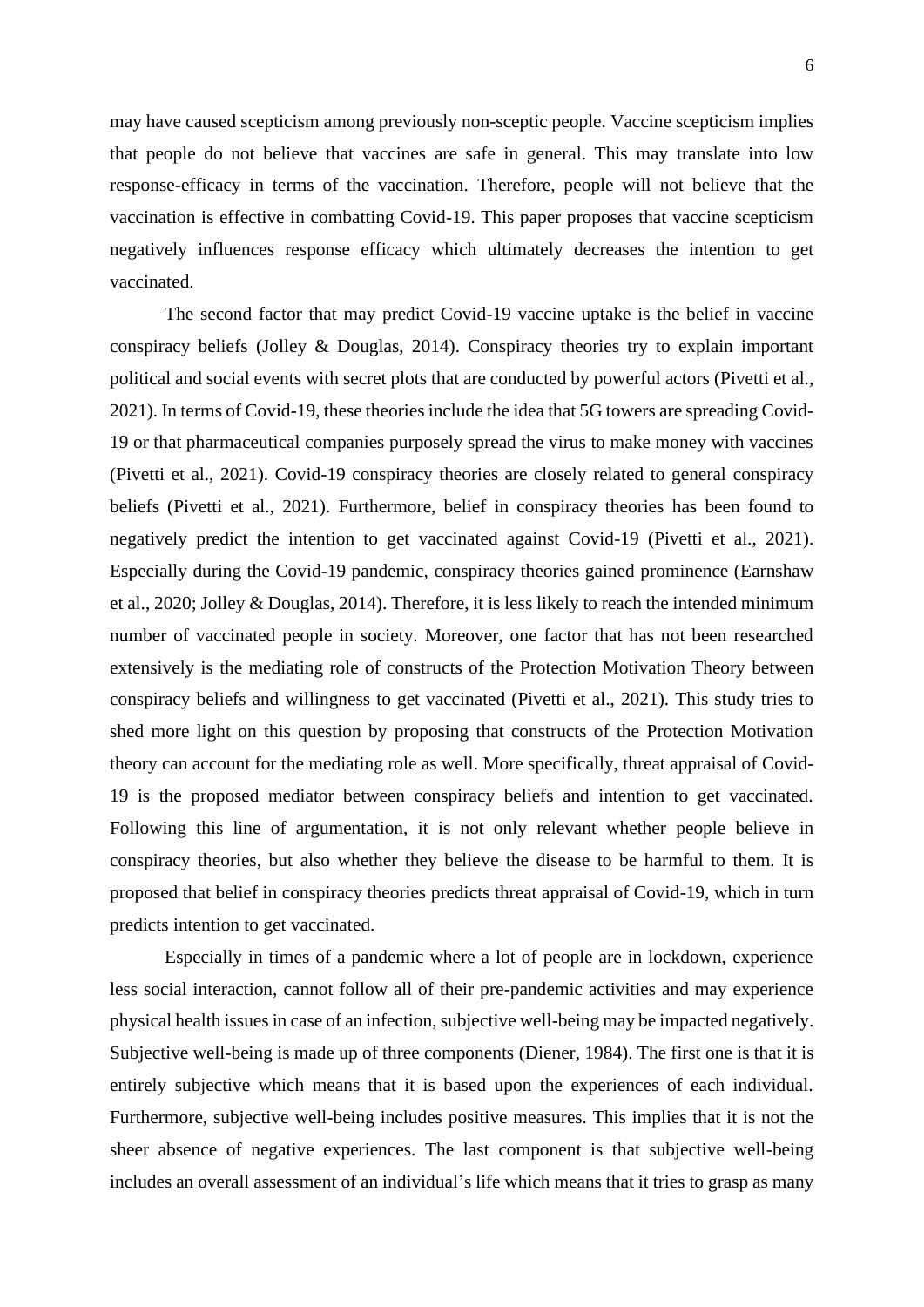may have caused scepticism among previously non-sceptic people. Vaccine scepticism implies that people do not believe that vaccines are safe in general. This may translate into low response-efficacy in terms of the vaccination. Therefore, people will not believe that the vaccination is effective in combatting Covid-19. This paper proposes that vaccine scepticism negatively influences response efficacy which ultimately decreases the intention to get vaccinated.

The second factor that may predict Covid-19 vaccine uptake is the belief in vaccine conspiracy beliefs (Jolley & Douglas, 2014). Conspiracy theories try to explain important political and social events with secret plots that are conducted by powerful actors (Pivetti et al., 2021). In terms of Covid-19, these theories include the idea that 5G towers are spreading Covid-19 or that pharmaceutical companies purposely spread the virus to make money with vaccines (Pivetti et al., 2021). Covid-19 conspiracy theories are closely related to general conspiracy beliefs (Pivetti et al., 2021). Furthermore, belief in conspiracy theories has been found to negatively predict the intention to get vaccinated against Covid-19 (Pivetti et al., 2021). Especially during the Covid-19 pandemic, conspiracy theories gained prominence (Earnshaw et al., 2020; Jolley & Douglas, 2014). Therefore, it is less likely to reach the intended minimum number of vaccinated people in society. Moreover, one factor that has not been researched extensively is the mediating role of constructs of the Protection Motivation Theory between conspiracy beliefs and willingness to get vaccinated (Pivetti et al., 2021). This study tries to shed more light on this question by proposing that constructs of the Protection Motivation theory can account for the mediating role as well. More specifically, threat appraisal of Covid-19 is the proposed mediator between conspiracy beliefs and intention to get vaccinated. Following this line of argumentation, it is not only relevant whether people believe in conspiracy theories, but also whether they believe the disease to be harmful to them. It is proposed that belief in conspiracy theories predicts threat appraisal of Covid-19, which in turn predicts intention to get vaccinated.

Especially in times of a pandemic where a lot of people are in lockdown, experience less social interaction, cannot follow all of their pre-pandemic activities and may experience physical health issues in case of an infection, subjective well-being may be impacted negatively. Subjective well-being is made up of three components (Diener, 1984). The first one is that it is entirely subjective which means that it is based upon the experiences of each individual. Furthermore, subjective well-being includes positive measures. This implies that it is not the sheer absence of negative experiences. The last component is that subjective well-being includes an overall assessment of an individual's life which means that it tries to grasp as many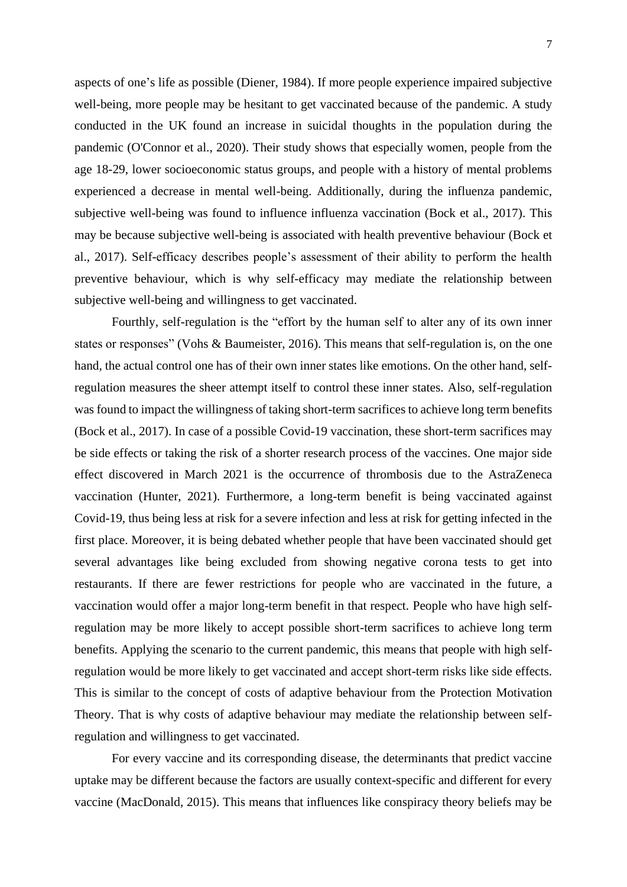aspects of one's life as possible (Diener, 1984). If more people experience impaired subjective well-being, more people may be hesitant to get vaccinated because of the pandemic. A study conducted in the UK found an increase in suicidal thoughts in the population during the pandemic (O'Connor et al., 2020). Their study shows that especially women, people from the age 18-29, lower socioeconomic status groups, and people with a history of mental problems experienced a decrease in mental well-being. Additionally, during the influenza pandemic, subjective well-being was found to influence influenza vaccination (Bock et al., 2017). This may be because subjective well-being is associated with health preventive behaviour (Bock et al., 2017). Self-efficacy describes people's assessment of their ability to perform the health preventive behaviour, which is why self-efficacy may mediate the relationship between subjective well-being and willingness to get vaccinated.

Fourthly, self-regulation is the "effort by the human self to alter any of its own inner states or responses" (Vohs & Baumeister, 2016). This means that self-regulation is, on the one hand, the actual control one has of their own inner states like emotions. On the other hand, self-regulation measures the sheer attempt itself to control these inner states. Also, self-regulation was found to impact the willingness of taking short-term sacrifices to achieve long term benefits (Bock et al., 2017). In case of a possible Covid-19 vaccination, these short-term sacrifices may be side effects or taking the risk of a shorter research process of the vaccines. One major side effect discovered in March 2021 is the occurrence of thrombosis due to the AstraZeneca vaccination (Hunter, 2021). Furthermore, a long-term benefit is being vaccinated against Covid-19, thus being less at risk for a severe infection and less at risk for getting infected in the first place. Moreover, it is being debated whether people that have been vaccinated should get several advantages like being excluded from showing negative corona tests to get into restaurants. If there are fewer restrictions for people who are vaccinated in the future, a vaccination would offer a major long-term benefit in that respect. People who have high self-regulation may be more likely to accept possible short-term sacrifices to achieve long term benefits. Applying the scenario to the current pandemic, this means that people with high self-regulation would be more likely to get vaccinated and accept short-term risks like side effects. This is similar to the concept of costs of adaptive behaviour from the Protection Motivation Theory. That is why costs of adaptive behaviour may mediate the relationship between self-regulation and willingness to get vaccinated.

For every vaccine and its corresponding disease, the determinants that predict vaccine uptake may be different because the factors are usually context-specific and different for every vaccine (MacDonald, 2015). This means that influences like conspiracy theory beliefs may be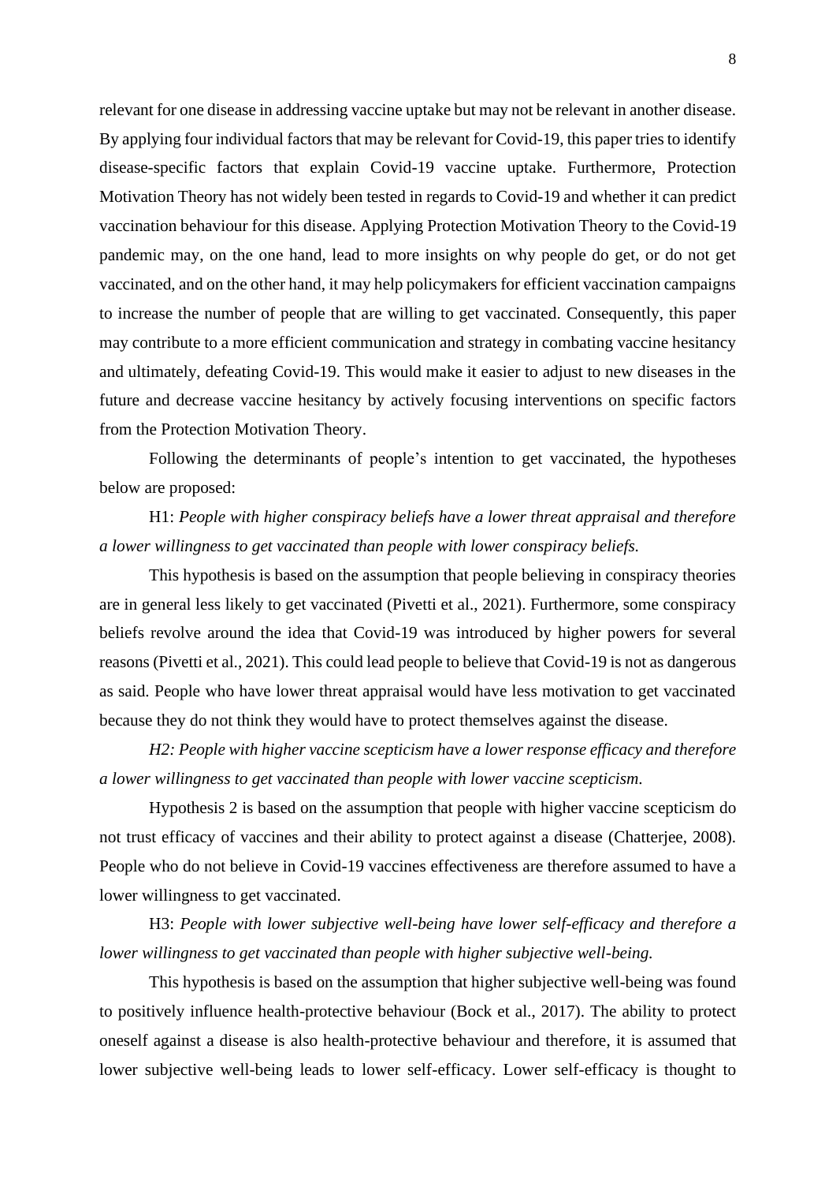relevant for one disease in addressing vaccine uptake but may not be relevant in another disease. By applying four individual factors that may be relevant for Covid-19, this paper tries to identify disease-specific factors that explain Covid-19 vaccine uptake. Furthermore, Protection Motivation Theory has not widely been tested in regards to Covid-19 and whether it can predict vaccination behaviour for this disease. Applying Protection Motivation Theory to the Covid-19 pandemic may, on the one hand, lead to more insights on why people do get, or do not get vaccinated, and on the other hand, it may help policymakers for efficient vaccination campaigns to increase the number of people that are willing to get vaccinated. Consequently, this paper may contribute to a more efficient communication and strategy in combating vaccine hesitancy and ultimately, defeating Covid-19. This would make it easier to adjust to new diseases in the future and decrease vaccine hesitancy by actively focusing interventions on specific factors from the Protection Motivation Theory.

Following the determinants of people's intention to get vaccinated, the hypotheses below are proposed:

H1: *People with higher conspiracy beliefs have a lower threat appraisal and therefore a lower willingness to get vaccinated than people with lower conspiracy beliefs.*

This hypothesis is based on the assumption that people believing in conspiracy theories are in general less likely to get vaccinated (Pivetti et al., 2021). Furthermore, some conspiracy beliefs revolve around the idea that Covid-19 was introduced by higher powers for several reasons (Pivetti et al., 2021). This could lead people to believe that Covid-19 is not as dangerous as said. People who have lower threat appraisal would have less motivation to get vaccinated because they do not think they would have to protect themselves against the disease.

*H2: People with higher vaccine scepticism have a lower response efficacy and therefore a lower willingness to get vaccinated than people with lower vaccine scepticism.*

Hypothesis 2 is based on the assumption that people with higher vaccine scepticism do not trust efficacy of vaccines and their ability to protect against a disease (Chatterjee, 2008). People who do not believe in Covid-19 vaccines effectiveness are therefore assumed to have a lower willingness to get vaccinated.

H3: *People with lower subjective well-being have lower self-efficacy and therefore a lower willingness to get vaccinated than people with higher subjective well-being.*

This hypothesis is based on the assumption that higher subjective well-being was found to positively influence health-protective behaviour (Bock et al., 2017). The ability to protect oneself against a disease is also health-protective behaviour and therefore, it is assumed that lower subjective well-being leads to lower self-efficacy. Lower self-efficacy is thought to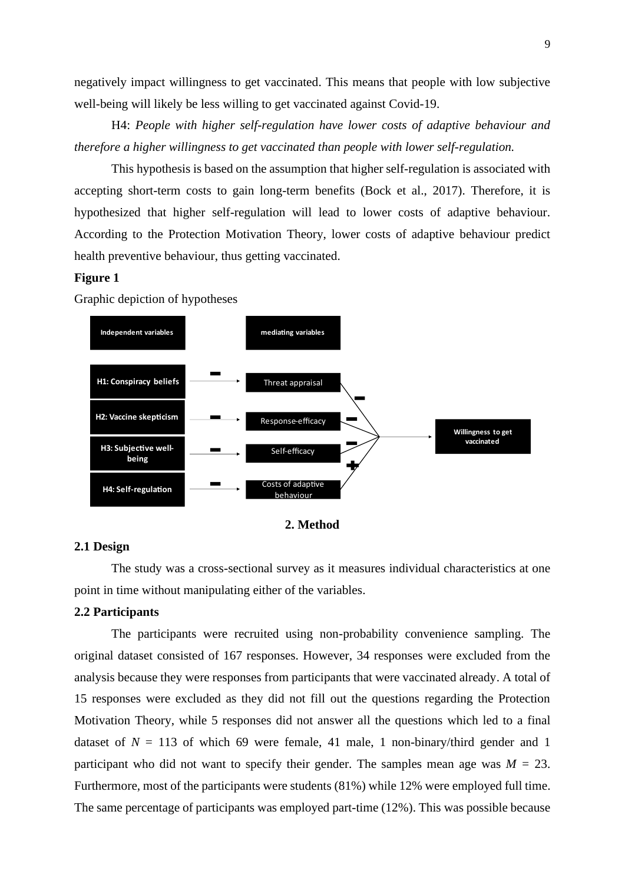negatively impact willingness to get vaccinated. This means that people with low subjective well-being will likely be less willing to get vaccinated against Covid-19.

H4: *People with higher self-regulation have lower costs of adaptive behaviour and therefore a higher willingness to get vaccinated than people with lower self-regulation.*

This hypothesis is based on the assumption that higher self-regulation is associated with accepting short-term costs to gain long-term benefits (Bock et al., 2017). Therefore, it is hypothesized that higher self-regulation will lead to lower costs of adaptive behaviour. According to the Protection Motivation Theory, lower costs of adaptive behaviour predict health preventive behaviour, thus getting vaccinated.

**Figure 1**

Graphic depiction of hypotheses

Independent variables

mediating variables

H1: Conspiracy beliefs

H2: Vaccine skepticism

H3: Subjective well-being

H4: Self-regulation

Threat appraisal

Response-efficacy

Self-efficacy

Costs of adaptive behaviour

Willingness to get vaccinated

## 2. Method

### 2.1 Design

The study was a cross-sectional survey as it measures individual characteristics at one point in time without manipulating either of the variables.

### 2.2 Participants

The participants were recruited using non-probability convenience sampling. The original dataset consisted of 167 responses. However, 34 responses were excluded from the analysis because they were responses from participants that were vaccinated already. A total of 15 responses were excluded as they did not fill out the questions regarding the Protection Motivation Theory, while 5 responses did not answer all the questions which led to a final dataset of $N$ = 113 of which 69 were female, 41 male, 1 non-binary/third gender and 1 participant who did not want to specify their gender. The samples mean age was $M$ = 23. Furthermore, most of the participants were students (81%) while 12% were employed full time. The same percentage of participants was employed part-time (12%). This was possible because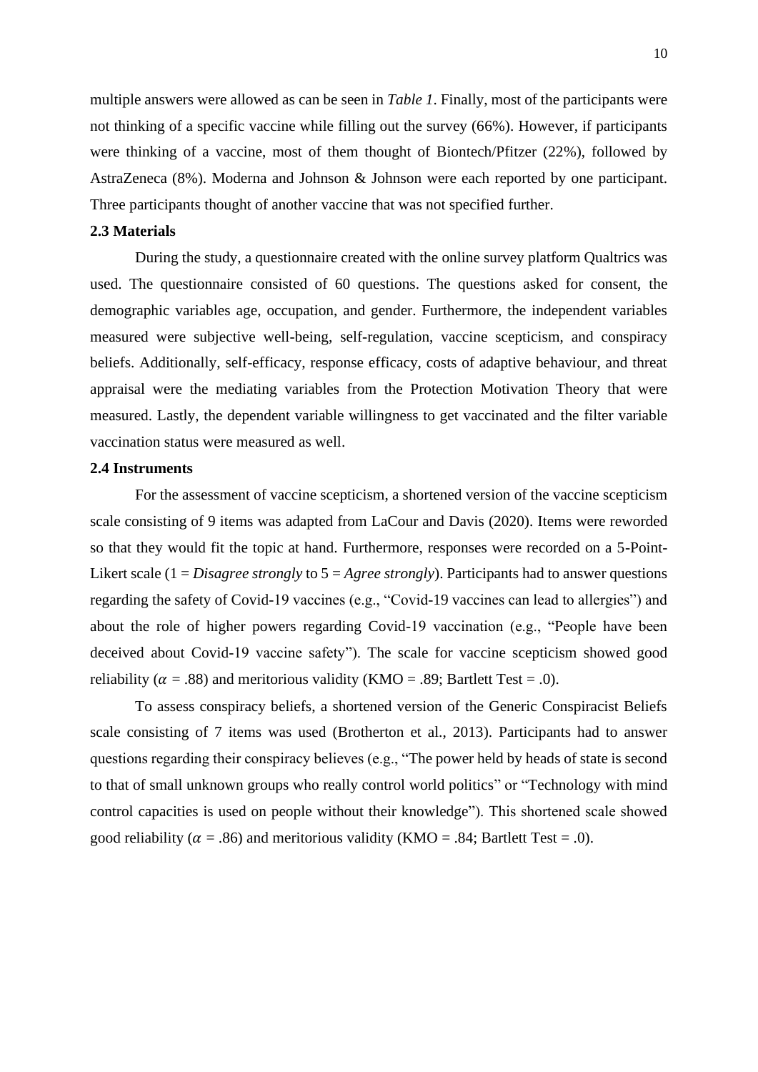multiple answers were allowed as can be seen in *Table 1*. Finally, most of the participants were not thinking of a specific vaccine while filling out the survey (66%). However, if participants were thinking of a vaccine, most of them thought of Biontech/Pfitzer (22%), followed by AstraZeneca (8%). Moderna and Johnson & Johnson were each reported by one participant. Three participants thought of another vaccine that was not specified further.

**2.3 Materials**

During the study, a questionnaire created with the online survey platform Qualtrics was used. The questionnaire consisted of 60 questions. The questions asked for consent, the demographic variables age, occupation, and gender. Furthermore, the independent variables measured were subjective well-being, self-regulation, vaccine scepticism, and conspiracy beliefs. Additionally, self-efficacy, response efficacy, costs of adaptive behaviour, and threat appraisal were the mediating variables from the Protection Motivation Theory that were measured. Lastly, the dependent variable willingness to get vaccinated and the filter variable vaccination status were measured as well.

**2.4 Instruments**

For the assessment of vaccine scepticism, a shortened version of the vaccine scepticism scale consisting of 9 items was adapted from LaCour and Davis (2020). Items were reworded so that they would fit the topic at hand. Furthermore, responses were recorded on a 5-Point-Likert scale (1 = *Disagree strongly* to 5 = *Agree strongly*). Participants had to answer questions regarding the safety of Covid-19 vaccines (e.g., "Covid-19 vaccines can lead to allergies") and about the role of higher powers regarding Covid-19 vaccination (e.g., "People have been deceived about Covid-19 vaccine safety"). The scale for vaccine scepticism showed good reliability ($\alpha$ = .88) and meritorious validity (KMO = .89; Bartlett Test = .0).

To assess conspiracy beliefs, a shortened version of the Generic Conspiracist Beliefs scale consisting of 7 items was used (Brotherton et al., 2013). Participants had to answer questions regarding their conspiracy believes (e.g., "The power held by heads of state is second to that of small unknown groups who really control world politics" or "Technology with mind control capacities is used on people without their knowledge"). This shortened scale showed good reliability ($\alpha$ = .86) and meritorious validity (KMO = .84; Bartlett Test = .0).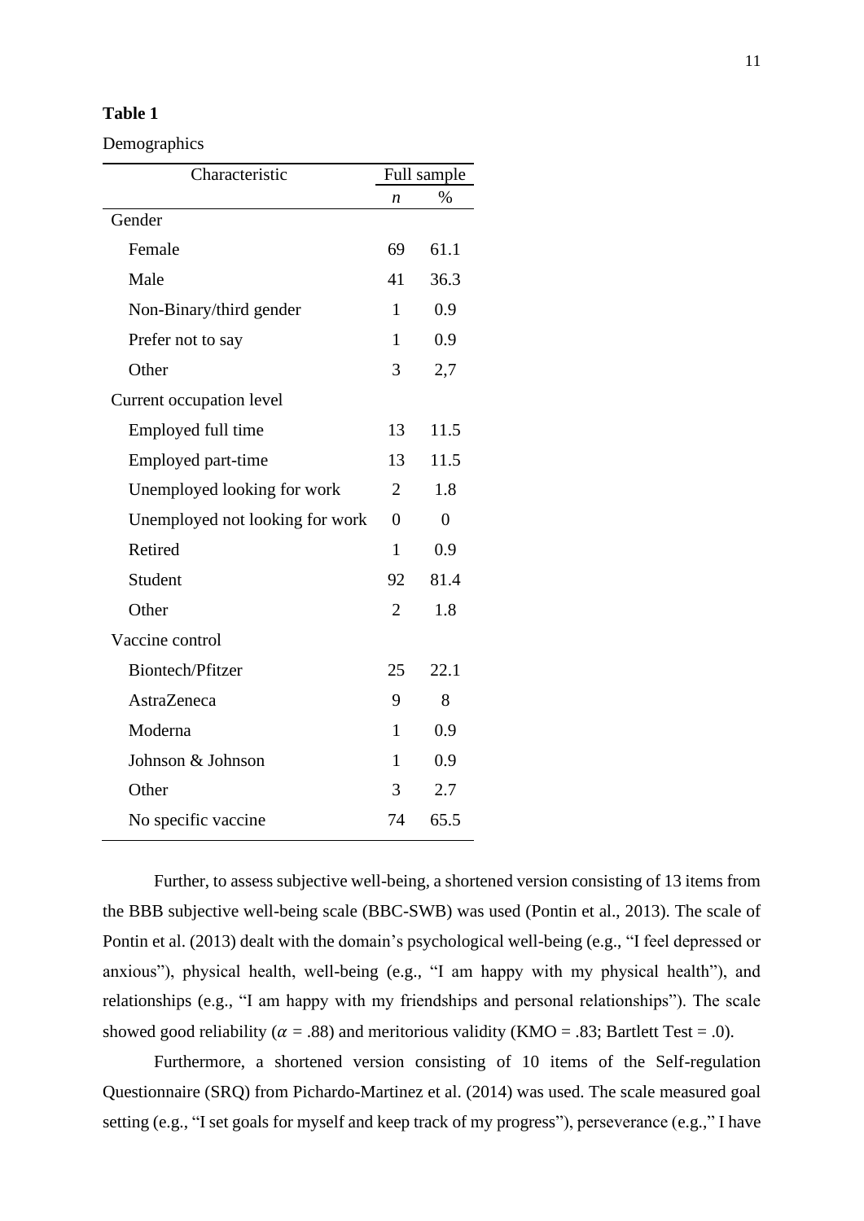**Table 1**

Demographics

| Characteristic | Full sample | |
|---|---|---|
| | *n* | % |
| Gender | | |
| Female | 69 | 61.1 |
| Male | 41 | 36.3 |
| Non-Binary/third gender | 1 | 0.9 |
| Prefer not to say | 1 | 0.9 |
| Other | 3 | 2,7 |
| Current occupation level | | |
| Employed full time | 13 | 11.5 |
| Employed part-time | 13 | 11.5 |
| Unemployed looking for work | 2 | 1.8 |
| Unemployed not looking for work | 0 | 0 |
| Retired | 1 | 0.9 |
| Student | 92 | 81.4 |
| Other | 2 | 1.8 |
| Vaccine control | | |
| Biontech/Pfitzer | 25 | 22.1 |
| AstraZeneca | 9 | 8 |
| Moderna | 1 | 0.9 |
| Johnson & Johnson | 1 | 0.9 |
| Other | 3 | 2.7 |
| No specific vaccine | 74 | 65.5 |

Further, to assess subjective well-being, a shortened version consisting of 13 items from the BBB subjective well-being scale (BBC-SWB) was used (Pontin et al., 2013). The scale of Pontin et al. (2013) dealt with the domain's psychological well-being (e.g., "I feel depressed or anxious"), physical health, well-being (e.g., "I am happy with my physical health"), and relationships (e.g., "I am happy with my friendships and personal relationships"). The scale showed good reliability ($\alpha$ = .88) and meritorious validity (KMO = .83; Bartlett Test = .0).

Furthermore, a shortened version consisting of 10 items of the Self-regulation Questionnaire (SRQ) from Pichardo-Martinez et al. (2014) was used. The scale measured goal setting (e.g., "I set goals for myself and keep track of my progress"), perseverance (e.g.," I have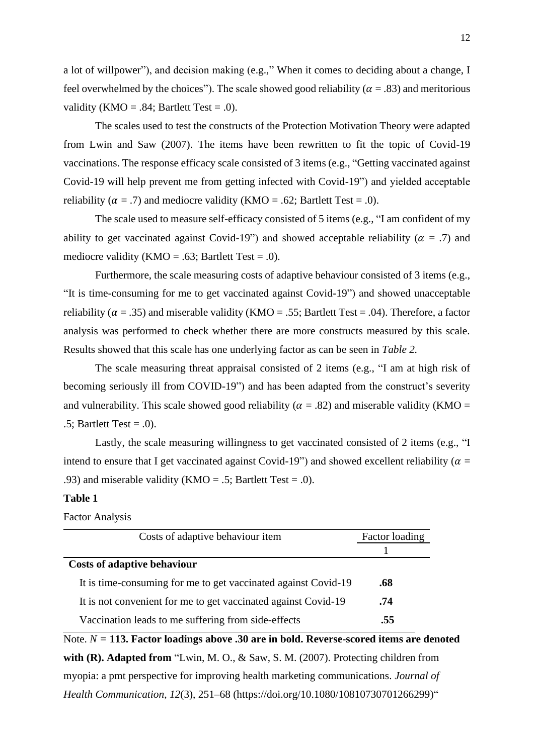a lot of willpower"), and decision making (e.g.," When it comes to deciding about a change, I feel overwhelmed by the choices"). The scale showed good reliability ($\alpha$ = .83) and meritorious validity (KMO = .84; Bartlett Test = .0).

The scales used to test the constructs of the Protection Motivation Theory were adapted from Lwin and Saw (2007). The items have been rewritten to fit the topic of Covid-19 vaccinations. The response efficacy scale consisted of 3 items (e.g., "Getting vaccinated against Covid-19 will help prevent me from getting infected with Covid-19") and yielded acceptable reliability ($\alpha$ = .7) and mediocre validity (KMO = .62; Bartlett Test = .0).

The scale used to measure self-efficacy consisted of 5 items (e.g., "I am confident of my ability to get vaccinated against Covid-19") and showed acceptable reliability ($\alpha$ = .7) and mediocre validity (KMO = .63; Bartlett Test = .0).

Furthermore, the scale measuring costs of adaptive behaviour consisted of 3 items (e.g., "It is time-consuming for me to get vaccinated against Covid-19") and showed unacceptable reliability ($\alpha$ = .35) and miserable validity (KMO = .55; Bartlett Test = .04). Therefore, a factor analysis was performed to check whether there are more constructs measured by this scale. Results showed that this scale has one underlying factor as can be seen in *Table 2.*

The scale measuring threat appraisal consisted of 2 items (e.g., "I am at high risk of becoming seriously ill from COVID-19") and has been adapted from the construct's severity and vulnerability. This scale showed good reliability ($\alpha$ = .82) and miserable validity (KMO = .5; Bartlett Test = .0).

Lastly, the scale measuring willingness to get vaccinated consisted of 2 items (e.g., "I intend to ensure that I get vaccinated against Covid-19") and showed excellent reliability ($\alpha$ = .93) and miserable validity (KMO = .5; Bartlett Test = .0).

**Table 1**

Factor Analysis

| Costs of adaptive behaviour item | Factor loading |
|---|---|
| | 1 |
| **Costs of adaptive behaviour** | |
| It is time-consuming for me to get vaccinated against Covid-19 | **.68** |
| It is not convenient for me to get vaccinated against Covid-19 | **.74** |
| Vaccination leads to me suffering from side-effects | **.55** |

Note. *N* = **113. Factor loadings above .30 are in bold. Reverse-scored items are denoted with (R). Adapted from** "Lwin, M. O., & Saw, S. M. (2007). Protecting children from myopia: a pmt perspective for improving health marketing communications. *Journal of Health Communication*, *12*(3), 251–68 (https://doi.org/10.1080/10810730701266299)"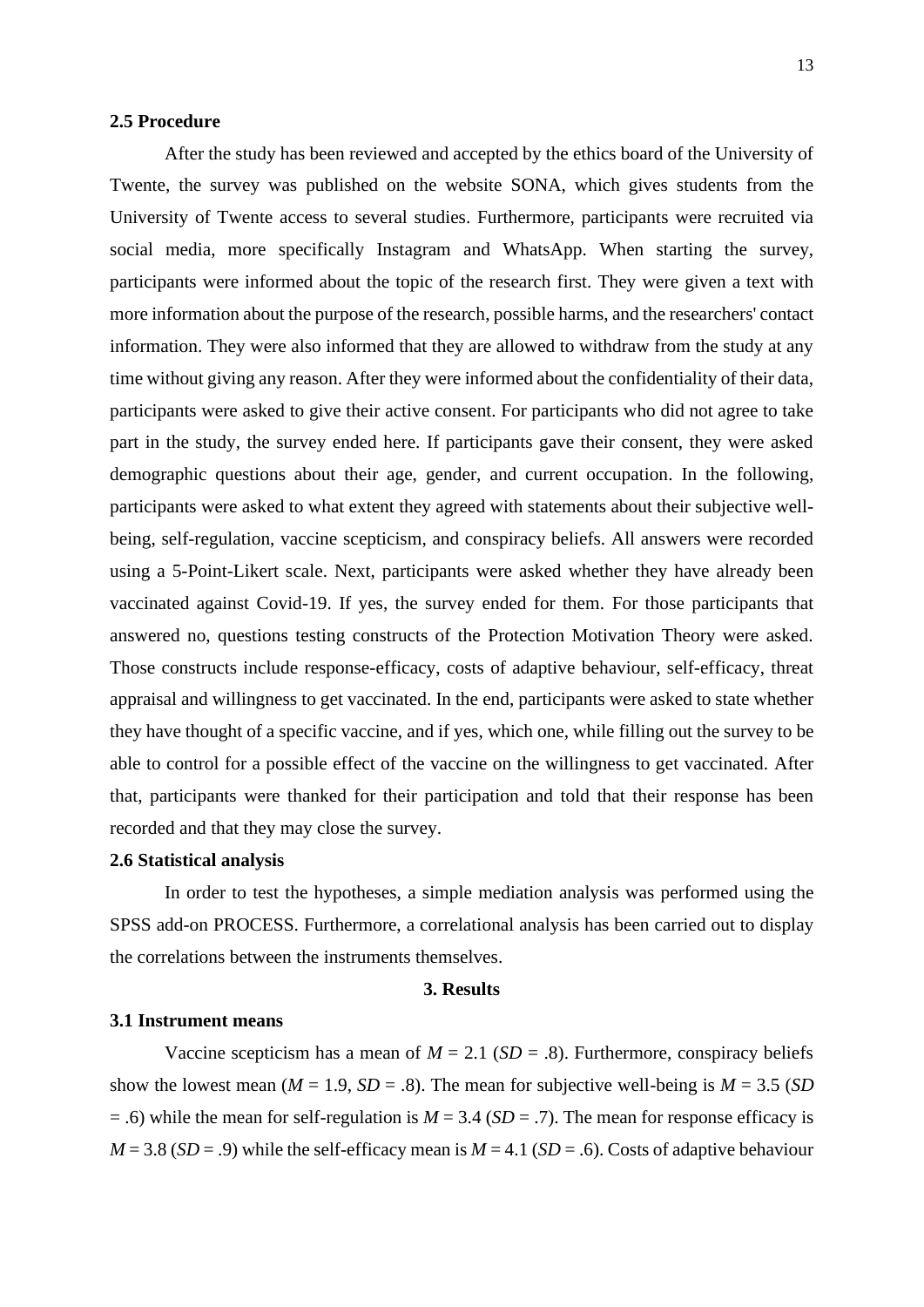### 2.5 Procedure

After the study has been reviewed and accepted by the ethics board of the University of Twente, the survey was published on the website SONA, which gives students from the University of Twente access to several studies. Furthermore, participants were recruited via social media, more specifically Instagram and WhatsApp. When starting the survey, participants were informed about the topic of the research first. They were given a text with more information about the purpose of the research, possible harms, and the researchers' contact information. They were also informed that they are allowed to withdraw from the study at any time without giving any reason. After they were informed about the confidentiality of their data, participants were asked to give their active consent. For participants who did not agree to take part in the study, the survey ended here. If participants gave their consent, they were asked demographic questions about their age, gender, and current occupation. In the following, participants were asked to what extent they agreed with statements about their subjective well-being, self-regulation, vaccine scepticism, and conspiracy beliefs. All answers were recorded using a 5-Point-Likert scale. Next, participants were asked whether they have already been vaccinated against Covid-19. If yes, the survey ended for them. For those participants that answered no, questions testing constructs of the Protection Motivation Theory were asked. Those constructs include response-efficacy, costs of adaptive behaviour, self-efficacy, threat appraisal and willingness to get vaccinated. In the end, participants were asked to state whether they have thought of a specific vaccine, and if yes, which one, while filling out the survey to be able to control for a possible effect of the vaccine on the willingness to get vaccinated. After that, participants were thanked for their participation and told that their response has been recorded and that they may close the survey.

### 2.6 Statistical analysis

In order to test the hypotheses, a simple mediation analysis was performed using the SPSS add-on PROCESS. Furthermore, a correlational analysis has been carried out to display the correlations between the instruments themselves.

## 3. Results

### 3.1 Instrument means

Vaccine scepticism has a mean of $M = 2.1$ ($SD = .8$). Furthermore, conspiracy beliefs show the lowest mean ($M = 1.9$, $SD = .8$). The mean for subjective well-being is $M = 3.5$ ($SD = .6$) while the mean for self-regulation is $M = 3.4$ ($SD = .7$). The mean for response efficacy is $M = 3.8$ ($SD = .9$) while the self-efficacy mean is $M = 4.1$ ($SD = .6$). Costs of adaptive behaviour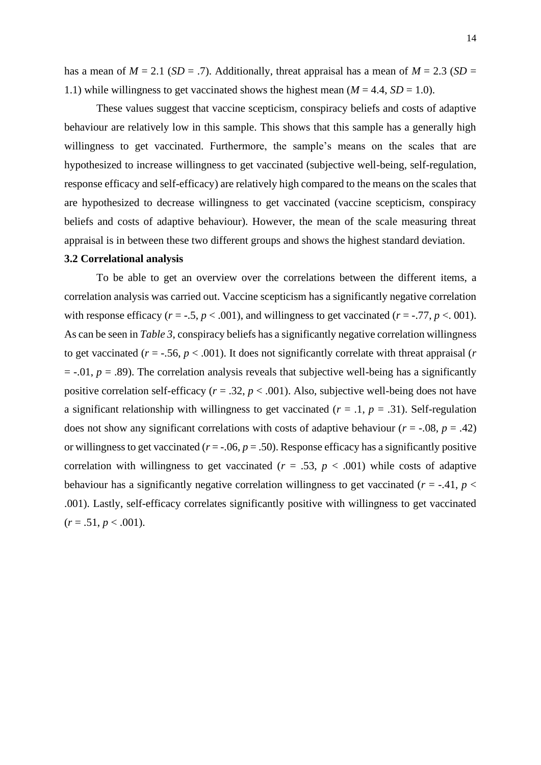has a mean of *M* = 2.1 (*SD* = .7). Additionally, threat appraisal has a mean of *M* = 2.3 (*SD* = 1.1) while willingness to get vaccinated shows the highest mean (*M* = 4.4, *SD* = 1.0).

These values suggest that vaccine scepticism, conspiracy beliefs and costs of adaptive behaviour are relatively low in this sample. This shows that this sample has a generally high willingness to get vaccinated. Furthermore, the sample's means on the scales that are hypothesized to increase willingness to get vaccinated (subjective well-being, self-regulation, response efficacy and self-efficacy) are relatively high compared to the means on the scales that are hypothesized to decrease willingness to get vaccinated (vaccine scepticism, conspiracy beliefs and costs of adaptive behaviour). However, the mean of the scale measuring threat appraisal is in between these two different groups and shows the highest standard deviation.

**3.2 Correlational analysis**

To be able to get an overview over the correlations between the different items, a correlation analysis was carried out. Vaccine scepticism has a significantly negative correlation with response efficacy ($r = -.5$, $p < .001$), and willingness to get vaccinated ($r = -.77$, $p <. 001$). As can be seen in *Table 3*, conspiracy beliefs has a significantly negative correlation willingness to get vaccinated ($r = -.56$, $p < .001$). It does not significantly correlate with threat appraisal ($r = -.01$, $p = .89$). The correlation analysis reveals that subjective well-being has a significantly positive correlation self-efficacy ($r = .32$, $p < .001$). Also, subjective well-being does not have a significant relationship with willingness to get vaccinated ($r = .1$, $p = .31$). Self-regulation does not show any significant correlations with costs of adaptive behaviour ($r = -.08$, $p = .42$) or willingness to get vaccinated ($r = -.06$, $p = .50$). Response efficacy has a significantly positive correlation with willingness to get vaccinated ($r = .53$, $p < .001$) while costs of adaptive behaviour has a significantly negative correlation willingness to get vaccinated ($r = -.41$, $p < .001$). Lastly, self-efficacy correlates significantly positive with willingness to get vaccinated ($r = .51$, $p < .001$).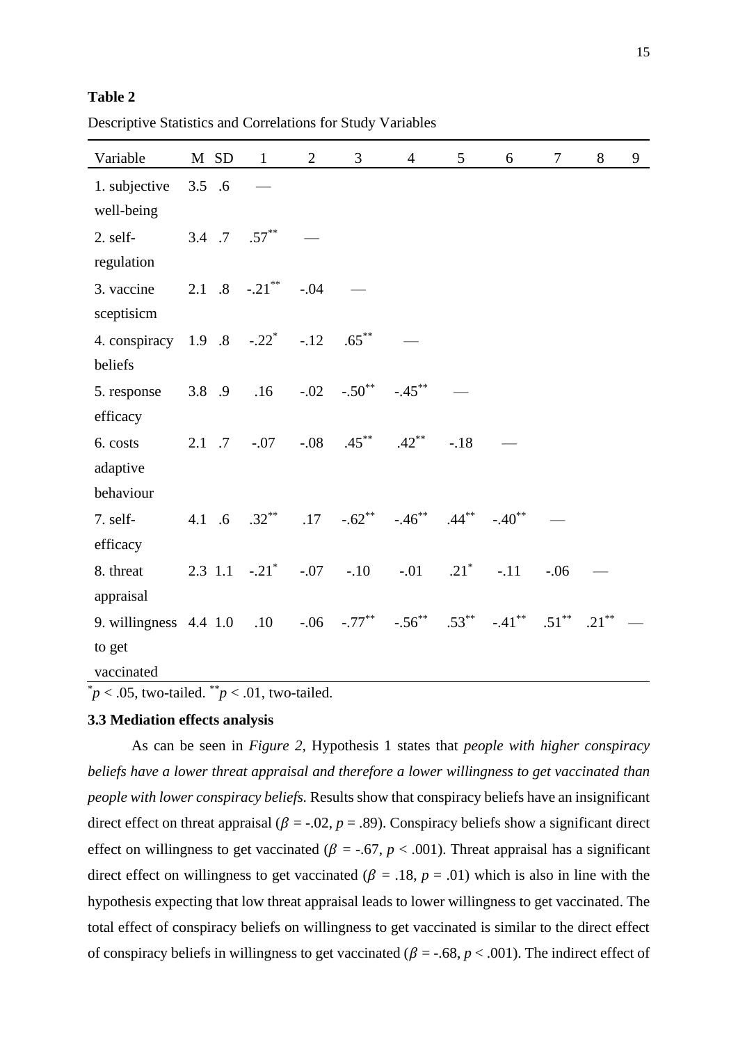**Table 2**

Descriptive Statistics and Correlations for Study Variables

| Variable | M | SD | 1 | 2 | 3 | 4 | 5 | 6 | 7 | 8 | 9 |
|---|---|---|---|---|---|---|---|---|---|---|---|
| 1. subjective well-being | 3.5 | .6 | — | | | | | | | | |
| 2. self-regulation | 3.4 | .7 | .57** | — | | | | | | | |
| 3. vaccine sceptisicm | 2.1 | .8 | -.21** | -.04 | — | | | | | | |
| 4. conspiracy beliefs | 1.9 | .8 | -.22* | -.12 | .65** | — | | | | | |
| 5. response efficacy | 3.8 | .9 | .16 | -.02 | -.50** | -.45** | — | | | | |
| 6. costs adaptive behaviour | 2.1 | .7 | -.07 | -.08 | .45** | .42** | -.18 | — | | | |
| 7. self-efficacy | 4.1 | .6 | .32** | .17 | -.62** | -.46** | .44** | -.40** | — | | |
| 8. threat appraisal | 2.3 | 1.1 | -.21* | -.07 | -.10 | -.01 | .21* | -.11 | -.06 | — | |
| 9. willingness to get vaccinated | 4.4 | 1.0 | .10 | -.06 | -.77** | -.56** | .53** | -.41** | .51** | .21** | — |

*$p < .05$, two-tailed. **$p < .01$, two-tailed.

### 3.3 Mediation effects analysis

As can be seen in *Figure 2,* Hypothesis 1 states that *people with higher conspiracy beliefs have a lower threat appraisal and therefore a lower willingness to get vaccinated than people with lower conspiracy beliefs.* Results show that conspiracy beliefs have an insignificant direct effect on threat appraisal ($\beta$ = -.02, $p$ = .89). Conspiracy beliefs show a significant direct effect on willingness to get vaccinated ($\beta$ = -.67, $p$ < .001). Threat appraisal has a significant direct effect on willingness to get vaccinated ($\beta$ = .18, $p$ = .01) which is also in line with the hypothesis expecting that low threat appraisal leads to lower willingness to get vaccinated. The total effect of conspiracy beliefs on willingness to get vaccinated is similar to the direct effect of conspiracy beliefs in willingness to get vaccinated ($\beta$ = -.68, $p$ < .001). The indirect effect of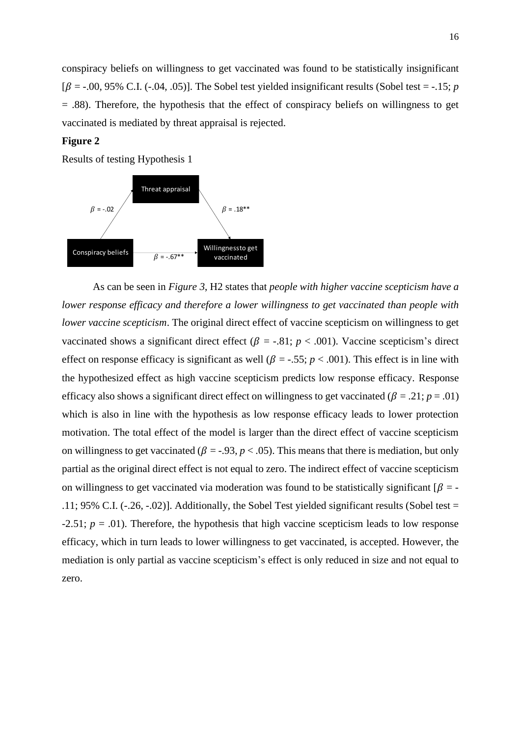conspiracy beliefs on willingness to get vaccinated was found to be statistically insignificant [$\beta$ = -.00, 95% C.I. (-.04, .05)]. The Sobel test yielded insignificant results (Sobel test = -.15; $p$ = .88). Therefore, the hypothesis that the effect of conspiracy beliefs on willingness to get vaccinated is mediated by threat appraisal is rejected.

**Figure 2**

Results of testing Hypothesis 1

Threat appraisal

$\beta$ = -.02

$\beta$ = .18**

Conspiracy beliefs

$\beta$ = -.67**

Willingnessto get vaccinated

As can be seen in *Figure 3*, H2 states that *people with higher vaccine scepticism have a lower response efficacy and therefore a lower willingness to get vaccinated than people with lower vaccine scepticism*. The original direct effect of vaccine scepticism on willingness to get vaccinated shows a significant direct effect ($\beta$ = -.81; $p$ < .001). Vaccine scepticism's direct effect on response efficacy is significant as well ($\beta$ = -.55; $p$ < .001). This effect is in line with the hypothesized effect as high vaccine scepticism predicts low response efficacy. Response efficacy also shows a significant direct effect on willingness to get vaccinated ($\beta$ = .21; $p$ = .01) which is also in line with the hypothesis as low response efficacy leads to lower protection motivation. The total effect of the model is larger than the direct effect of vaccine scepticism on willingness to get vaccinated ($\beta$ = -.93, $p$ < .05). This means that there is mediation, but only partial as the original direct effect is not equal to zero. The indirect effect of vaccine scepticism on willingness to get vaccinated via moderation was found to be statistically significant [$\beta$ = -.11; 95% C.I. (-.26, -.02)]. Additionally, the Sobel Test yielded significant results (Sobel test = -2.51; $p$ = .01). Therefore, the hypothesis that high vaccine scepticism leads to low response efficacy, which in turn leads to lower willingness to get vaccinated, is accepted. However, the mediation is only partial as vaccine scepticism's effect is only reduced in size and not equal to zero.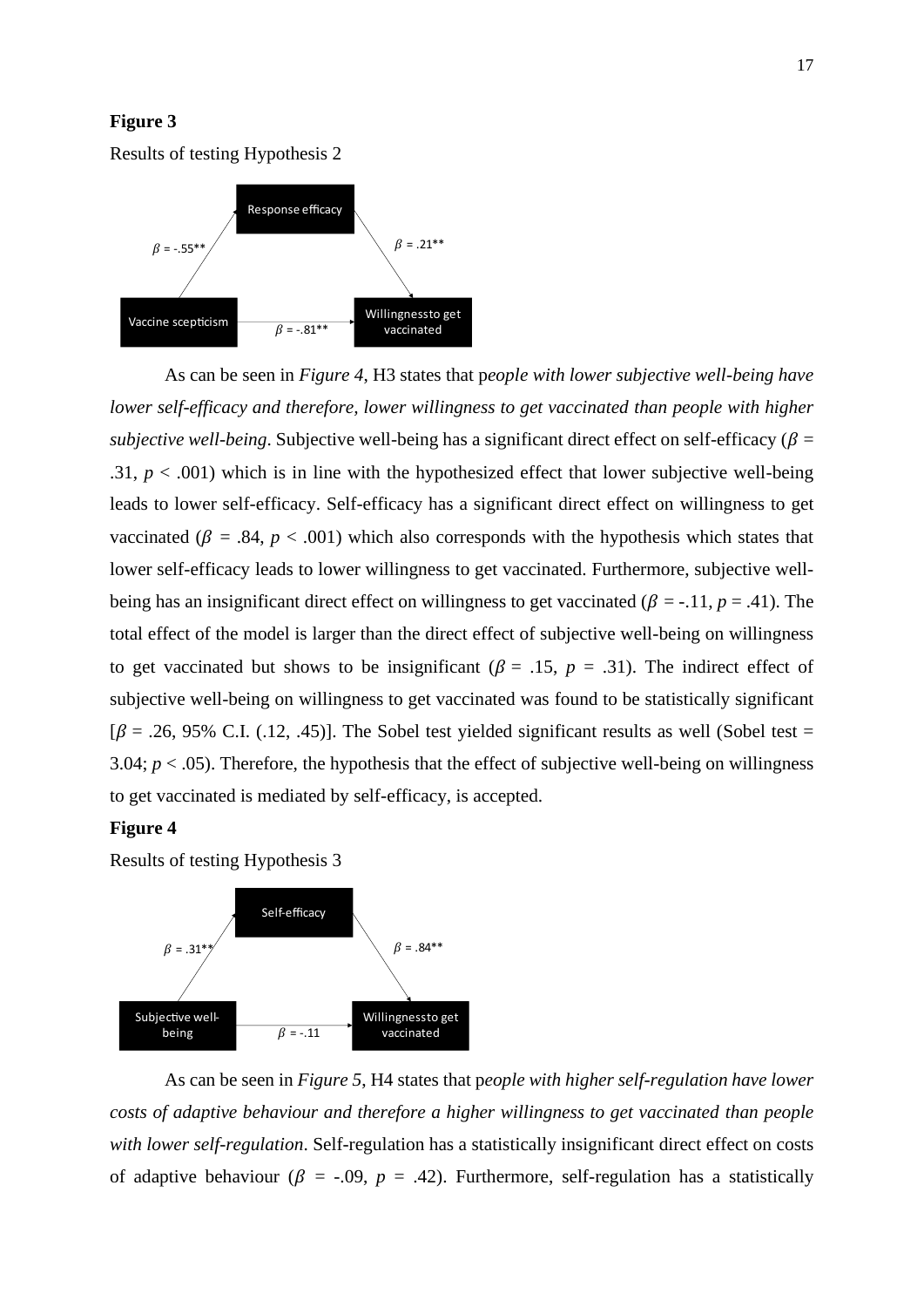**Figure 3**

Results of testing Hypothesis 2

Response efficacy

$\beta$ = -.55**

$\beta$ = .21**

Vaccine scepticism

$\beta$ = -.81**

Willingnessto get vaccinated

As can be seen in *Figure 4*, H3 states that p*eople with lower subjective well-being have lower self-efficacy and therefore, lower willingness to get vaccinated than people with higher subjective well-being*. Subjective well-being has a significant direct effect on self-efficacy ($\beta$ = .31, $p$ < .001) which is in line with the hypothesized effect that lower subjective well-being leads to lower self-efficacy. Self-efficacy has a significant direct effect on willingness to get vaccinated ($\beta$ = .84, $p$ < .001) which also corresponds with the hypothesis which states that lower self-efficacy leads to lower willingness to get vaccinated. Furthermore, subjective well-being has an insignificant direct effect on willingness to get vaccinated ($\beta$ = -.11, $p$ = .41). The total effect of the model is larger than the direct effect of subjective well-being on willingness to get vaccinated but shows to be insignificant ($\beta$ = .15, $p$ = .31). The indirect effect of subjective well-being on willingness to get vaccinated was found to be statistically significant [$\beta$ = .26, 95% C.I. (.12, .45)]. The Sobel test yielded significant results as well (Sobel test = 3.04; $p$ < .05). Therefore, the hypothesis that the effect of subjective well-being on willingness to get vaccinated is mediated by self-efficacy, is accepted.

**Figure 4**

Results of testing Hypothesis 3

Self-efficacy

$\beta$ = .31**

$\beta$ = .84**

Subjective well-being

$\beta$ = -.11

Willingnessto get vaccinated

As can be seen in *Figure 5*, H4 states that p*eople with higher self-regulation have lower costs of adaptive behaviour and therefore a higher willingness to get vaccinated than people with lower self-regulation*. Self-regulation has a statistically insignificant direct effect on costs of adaptive behaviour ($\beta$ = -.09, $p$ = .42). Furthermore, self-regulation has a statistically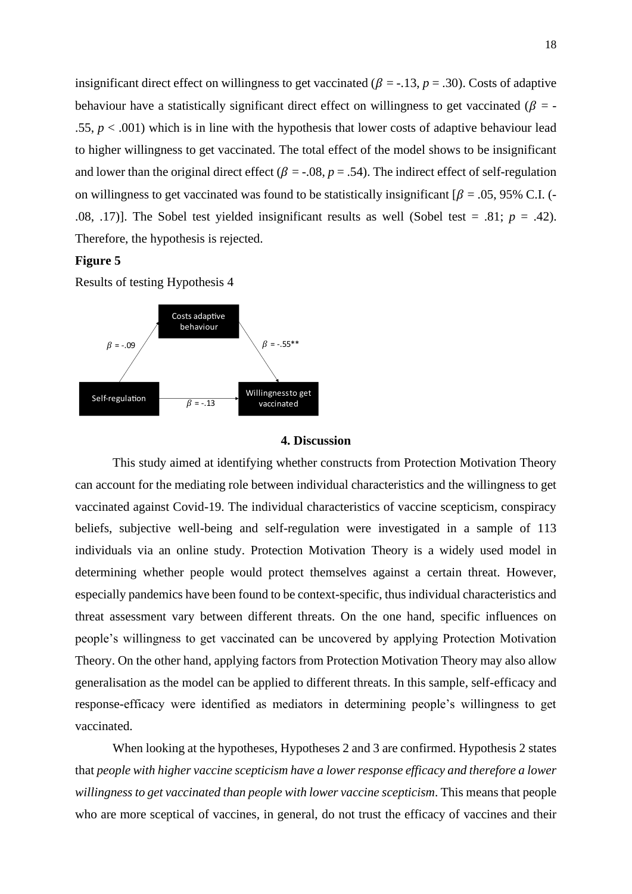insignificant direct effect on willingness to get vaccinated ($\beta$ = -.13, $p$ = .30). Costs of adaptive behaviour have a statistically significant direct effect on willingness to get vaccinated ($\beta$ = -.55, $p$ < .001) which is in line with the hypothesis that lower costs of adaptive behaviour lead to higher willingness to get vaccinated. The total effect of the model shows to be insignificant and lower than the original direct effect ($\beta$ = -.08, $p$ = .54). The indirect effect of self-regulation on willingness to get vaccinated was found to be statistically insignificant [$\beta$ = .05, 95% C.I. (-.08, .17)]. The Sobel test yielded insignificant results as well (Sobel test = .81; $p$ = .42). Therefore, the hypothesis is rejected.

**Figure 5**

Results of testing Hypothesis 4

Costs adaptive behaviour

$\beta$ = -.09

$\beta$ = -.55**

Self-regulation

$\beta$ = -.13

Willingness to get vaccinated

## 4. Discussion

This study aimed at identifying whether constructs from Protection Motivation Theory can account for the mediating role between individual characteristics and the willingness to get vaccinated against Covid-19. The individual characteristics of vaccine scepticism, conspiracy beliefs, subjective well-being and self-regulation were investigated in a sample of 113 individuals via an online study. Protection Motivation Theory is a widely used model in determining whether people would protect themselves against a certain threat. However, especially pandemics have been found to be context-specific, thus individual characteristics and threat assessment vary between different threats. On the one hand, specific influences on people's willingness to get vaccinated can be uncovered by applying Protection Motivation Theory. On the other hand, applying factors from Protection Motivation Theory may also allow generalisation as the model can be applied to different threats. In this sample, self-efficacy and response-efficacy were identified as mediators in determining people's willingness to get vaccinated.

When looking at the hypotheses, Hypotheses 2 and 3 are confirmed. Hypothesis 2 states that *people with higher vaccine scepticism have a lower response efficacy and therefore a lower willingness to get vaccinated than people with lower vaccine scepticism*. This means that people who are more sceptical of vaccines, in general, do not trust the efficacy of vaccines and their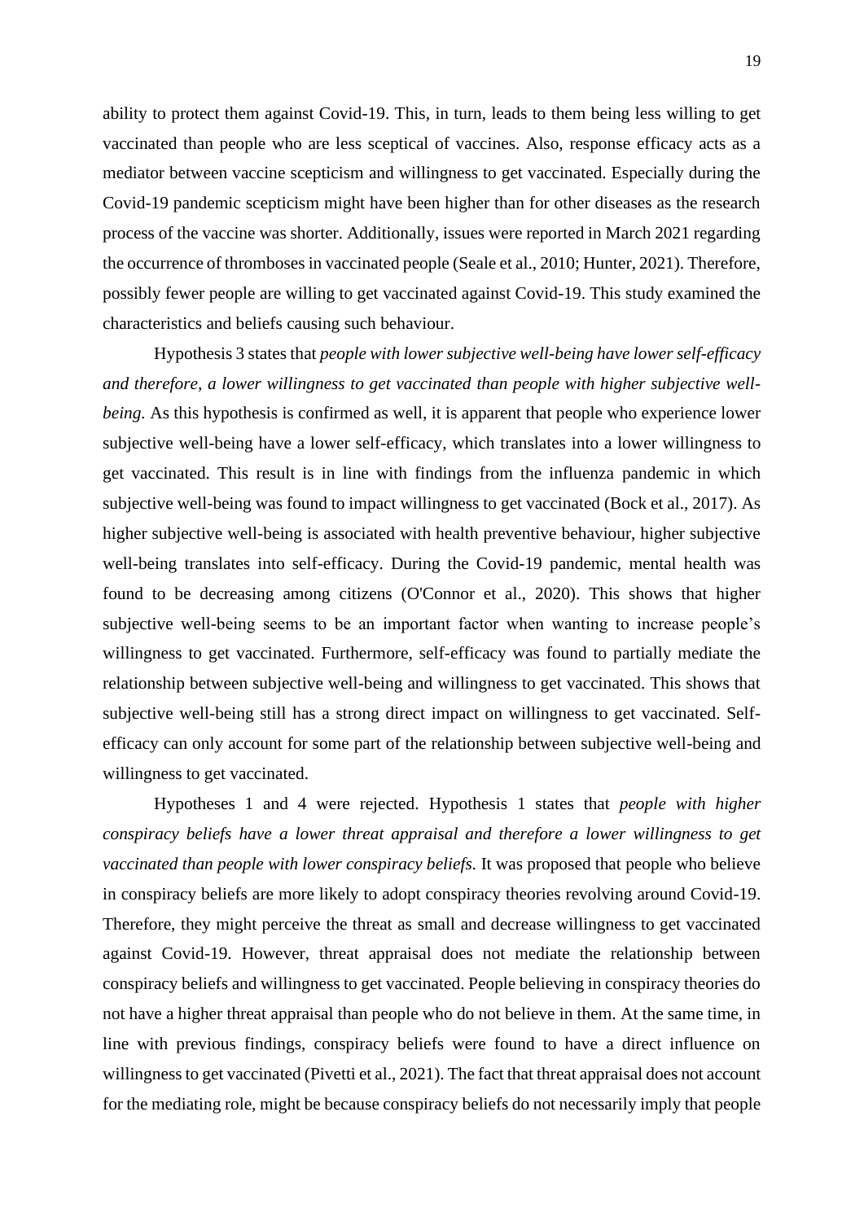ability to protect them against Covid-19. This, in turn, leads to them being less willing to get vaccinated than people who are less sceptical of vaccines. Also, response efficacy acts as a mediator between vaccine scepticism and willingness to get vaccinated. Especially during the Covid-19 pandemic scepticism might have been higher than for other diseases as the research process of the vaccine was shorter. Additionally, issues were reported in March 2021 regarding the occurrence of thromboses in vaccinated people (Seale et al., 2010; Hunter, 2021). Therefore, possibly fewer people are willing to get vaccinated against Covid-19. This study examined the characteristics and beliefs causing such behaviour.

Hypothesis 3 states that *people with lower subjective well-being have lower self-efficacy and therefore, a lower willingness to get vaccinated than people with higher subjective well-being.* As this hypothesis is confirmed as well, it is apparent that people who experience lower subjective well-being have a lower self-efficacy, which translates into a lower willingness to get vaccinated. This result is in line with findings from the influenza pandemic in which subjective well-being was found to impact willingness to get vaccinated (Bock et al., 2017). As higher subjective well-being is associated with health preventive behaviour, higher subjective well-being translates into self-efficacy. During the Covid-19 pandemic, mental health was found to be decreasing among citizens (O'Connor et al., 2020). This shows that higher subjective well-being seems to be an important factor when wanting to increase people's willingness to get vaccinated. Furthermore, self-efficacy was found to partially mediate the relationship between subjective well-being and willingness to get vaccinated. This shows that subjective well-being still has a strong direct impact on willingness to get vaccinated. Self-efficacy can only account for some part of the relationship between subjective well-being and willingness to get vaccinated.

Hypotheses 1 and 4 were rejected. Hypothesis 1 states that *people with higher conspiracy beliefs have a lower threat appraisal and therefore a lower willingness to get vaccinated than people with lower conspiracy beliefs.* It was proposed that people who believe in conspiracy beliefs are more likely to adopt conspiracy theories revolving around Covid-19. Therefore, they might perceive the threat as small and decrease willingness to get vaccinated against Covid-19. However, threat appraisal does not mediate the relationship between conspiracy beliefs and willingness to get vaccinated. People believing in conspiracy theories do not have a higher threat appraisal than people who do not believe in them. At the same time, in line with previous findings, conspiracy beliefs were found to have a direct influence on willingness to get vaccinated (Pivetti et al., 2021). The fact that threat appraisal does not account for the mediating role, might be because conspiracy beliefs do not necessarily imply that people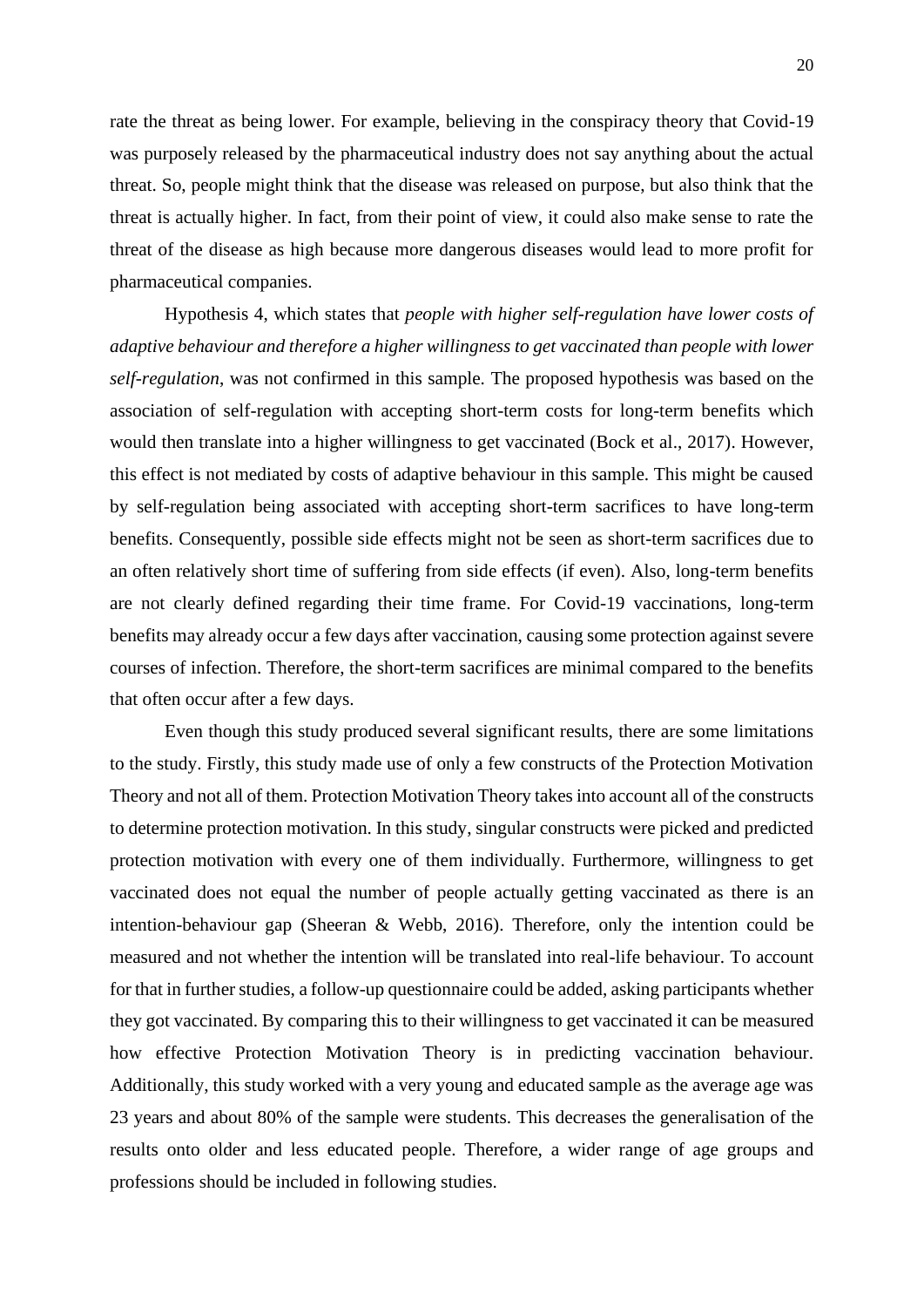rate the threat as being lower. For example, believing in the conspiracy theory that Covid-19 was purposely released by the pharmaceutical industry does not say anything about the actual threat. So, people might think that the disease was released on purpose, but also think that the threat is actually higher. In fact, from their point of view, it could also make sense to rate the threat of the disease as high because more dangerous diseases would lead to more profit for pharmaceutical companies.

Hypothesis 4, which states that *people with higher self-regulation have lower costs of adaptive behaviour and therefore a higher willingness to get vaccinated than people with lower self-regulation*, was not confirmed in this sample. The proposed hypothesis was based on the association of self-regulation with accepting short-term costs for long-term benefits which would then translate into a higher willingness to get vaccinated (Bock et al., 2017). However, this effect is not mediated by costs of adaptive behaviour in this sample. This might be caused by self-regulation being associated with accepting short-term sacrifices to have long-term benefits. Consequently, possible side effects might not be seen as short-term sacrifices due to an often relatively short time of suffering from side effects (if even). Also, long-term benefits are not clearly defined regarding their time frame. For Covid-19 vaccinations, long-term benefits may already occur a few days after vaccination, causing some protection against severe courses of infection. Therefore, the short-term sacrifices are minimal compared to the benefits that often occur after a few days.

Even though this study produced several significant results, there are some limitations to the study. Firstly, this study made use of only a few constructs of the Protection Motivation Theory and not all of them. Protection Motivation Theory takes into account all of the constructs to determine protection motivation. In this study, singular constructs were picked and predicted protection motivation with every one of them individually. Furthermore, willingness to get vaccinated does not equal the number of people actually getting vaccinated as there is an intention-behaviour gap (Sheeran & Webb, 2016). Therefore, only the intention could be measured and not whether the intention will be translated into real-life behaviour. To account for that in further studies, a follow-up questionnaire could be added, asking participants whether they got vaccinated. By comparing this to their willingness to get vaccinated it can be measured how effective Protection Motivation Theory is in predicting vaccination behaviour. Additionally, this study worked with a very young and educated sample as the average age was 23 years and about 80% of the sample were students. This decreases the generalisation of the results onto older and less educated people. Therefore, a wider range of age groups and professions should be included in following studies.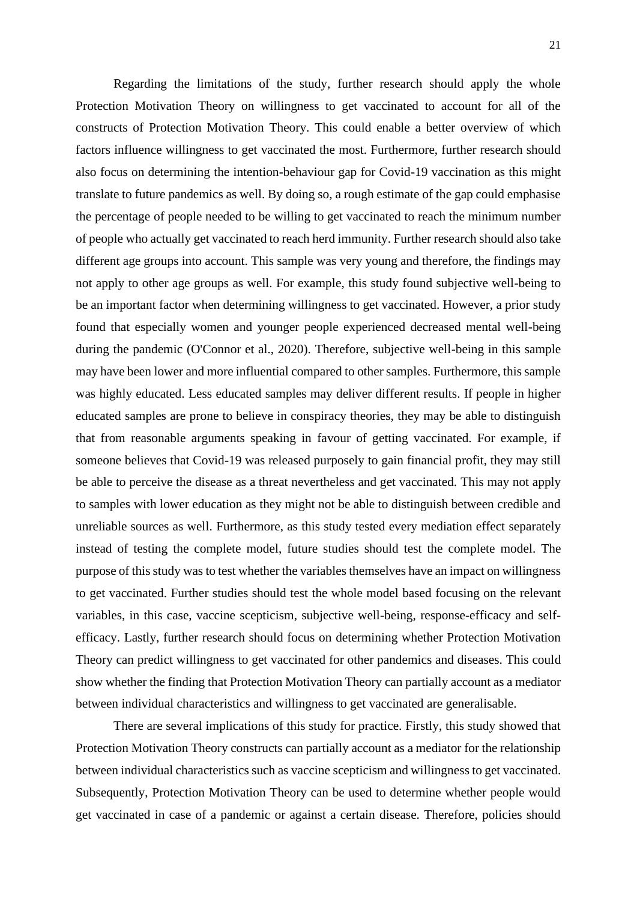Regarding the limitations of the study, further research should apply the whole Protection Motivation Theory on willingness to get vaccinated to account for all of the constructs of Protection Motivation Theory. This could enable a better overview of which factors influence willingness to get vaccinated the most. Furthermore, further research should also focus on determining the intention-behaviour gap for Covid-19 vaccination as this might translate to future pandemics as well. By doing so, a rough estimate of the gap could emphasise the percentage of people needed to be willing to get vaccinated to reach the minimum number of people who actually get vaccinated to reach herd immunity. Further research should also take different age groups into account. This sample was very young and therefore, the findings may not apply to other age groups as well. For example, this study found subjective well-being to be an important factor when determining willingness to get vaccinated. However, a prior study found that especially women and younger people experienced decreased mental well-being during the pandemic (O'Connor et al., 2020). Therefore, subjective well-being in this sample may have been lower and more influential compared to other samples. Furthermore, this sample was highly educated. Less educated samples may deliver different results. If people in higher educated samples are prone to believe in conspiracy theories, they may be able to distinguish that from reasonable arguments speaking in favour of getting vaccinated. For example, if someone believes that Covid-19 was released purposely to gain financial profit, they may still be able to perceive the disease as a threat nevertheless and get vaccinated. This may not apply to samples with lower education as they might not be able to distinguish between credible and unreliable sources as well. Furthermore, as this study tested every mediation effect separately instead of testing the complete model, future studies should test the complete model. The purpose of this study was to test whether the variables themselves have an impact on willingness to get vaccinated. Further studies should test the whole model based focusing on the relevant variables, in this case, vaccine scepticism, subjective well-being, response-efficacy and self-efficacy. Lastly, further research should focus on determining whether Protection Motivation Theory can predict willingness to get vaccinated for other pandemics and diseases. This could show whether the finding that Protection Motivation Theory can partially account as a mediator between individual characteristics and willingness to get vaccinated are generalisable.

There are several implications of this study for practice. Firstly, this study showed that Protection Motivation Theory constructs can partially account as a mediator for the relationship between individual characteristics such as vaccine scepticism and willingness to get vaccinated. Subsequently, Protection Motivation Theory can be used to determine whether people would get vaccinated in case of a pandemic or against a certain disease. Therefore, policies should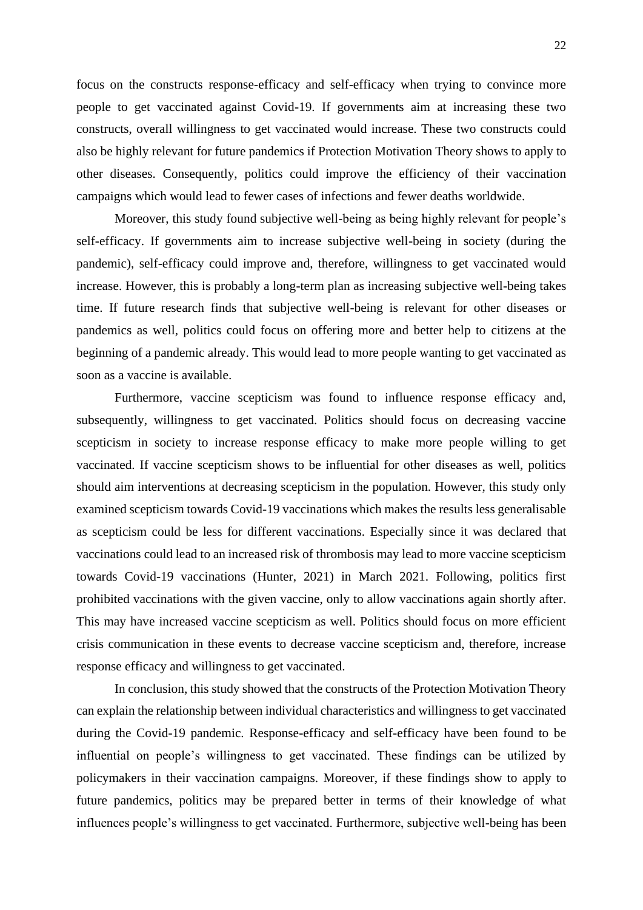focus on the constructs response-efficacy and self-efficacy when trying to convince more people to get vaccinated against Covid-19. If governments aim at increasing these two constructs, overall willingness to get vaccinated would increase. These two constructs could also be highly relevant for future pandemics if Protection Motivation Theory shows to apply to other diseases. Consequently, politics could improve the efficiency of their vaccination campaigns which would lead to fewer cases of infections and fewer deaths worldwide.

Moreover, this study found subjective well-being as being highly relevant for people's self-efficacy. If governments aim to increase subjective well-being in society (during the pandemic), self-efficacy could improve and, therefore, willingness to get vaccinated would increase. However, this is probably a long-term plan as increasing subjective well-being takes time. If future research finds that subjective well-being is relevant for other diseases or pandemics as well, politics could focus on offering more and better help to citizens at the beginning of a pandemic already. This would lead to more people wanting to get vaccinated as soon as a vaccine is available.

Furthermore, vaccine scepticism was found to influence response efficacy and, subsequently, willingness to get vaccinated. Politics should focus on decreasing vaccine scepticism in society to increase response efficacy to make more people willing to get vaccinated. If vaccine scepticism shows to be influential for other diseases as well, politics should aim interventions at decreasing scepticism in the population. However, this study only examined scepticism towards Covid-19 vaccinations which makes the results less generalisable as scepticism could be less for different vaccinations. Especially since it was declared that vaccinations could lead to an increased risk of thrombosis may lead to more vaccine scepticism towards Covid-19 vaccinations (Hunter, 2021) in March 2021. Following, politics first prohibited vaccinations with the given vaccine, only to allow vaccinations again shortly after. This may have increased vaccine scepticism as well. Politics should focus on more efficient crisis communication in these events to decrease vaccine scepticism and, therefore, increase response efficacy and willingness to get vaccinated.

In conclusion, this study showed that the constructs of the Protection Motivation Theory can explain the relationship between individual characteristics and willingness to get vaccinated during the Covid-19 pandemic. Response-efficacy and self-efficacy have been found to be influential on people's willingness to get vaccinated. These findings can be utilized by policymakers in their vaccination campaigns. Moreover, if these findings show to apply to future pandemics, politics may be prepared better in terms of their knowledge of what influences people's willingness to get vaccinated. Furthermore, subjective well-being has been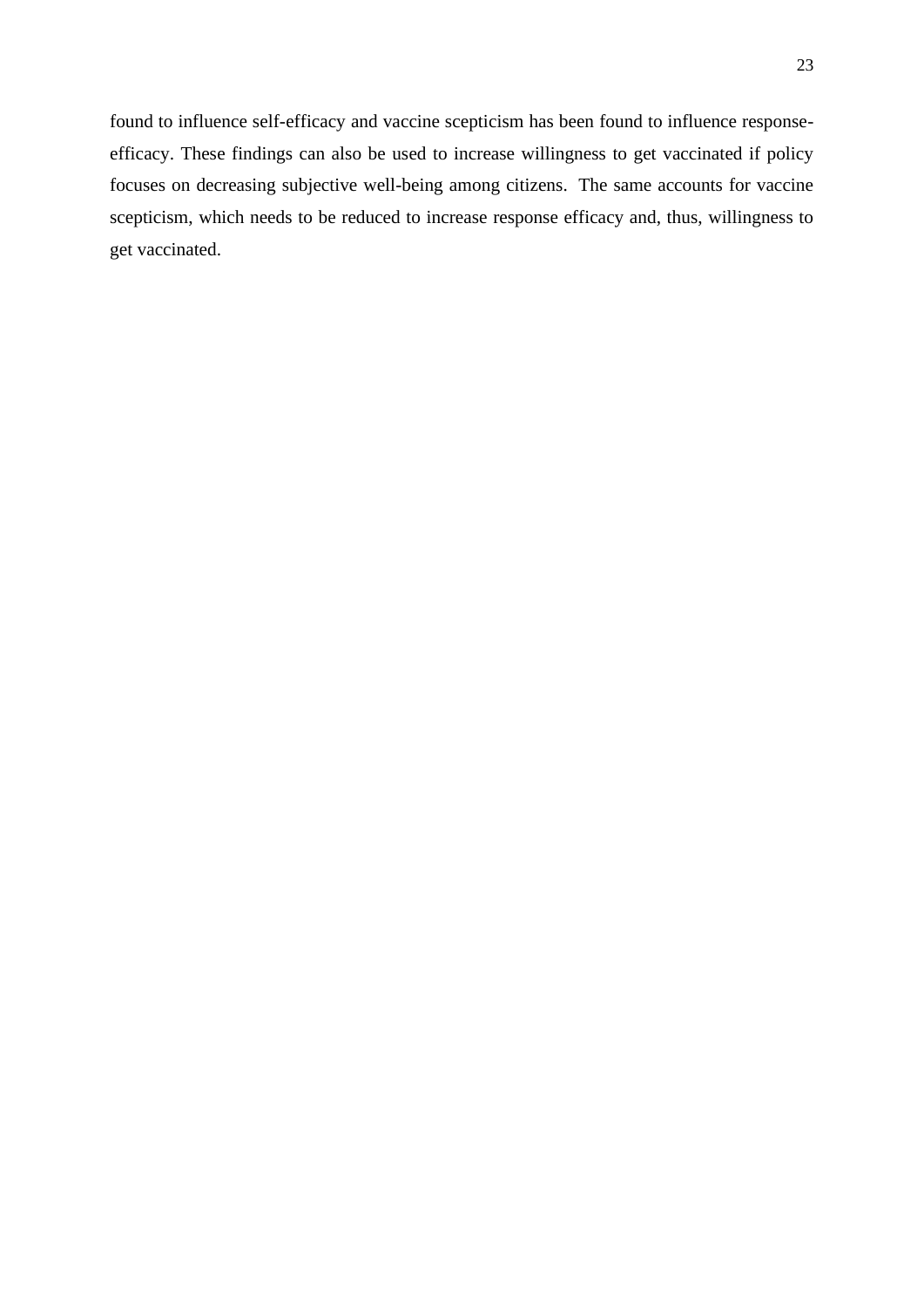found to influence self-efficacy and vaccine scepticism has been found to influence response-efficacy. These findings can also be used to increase willingness to get vaccinated if policy focuses on decreasing subjective well-being among citizens.  The same accounts for vaccine scepticism, which needs to be reduced to increase response efficacy and, thus, willingness to get vaccinated.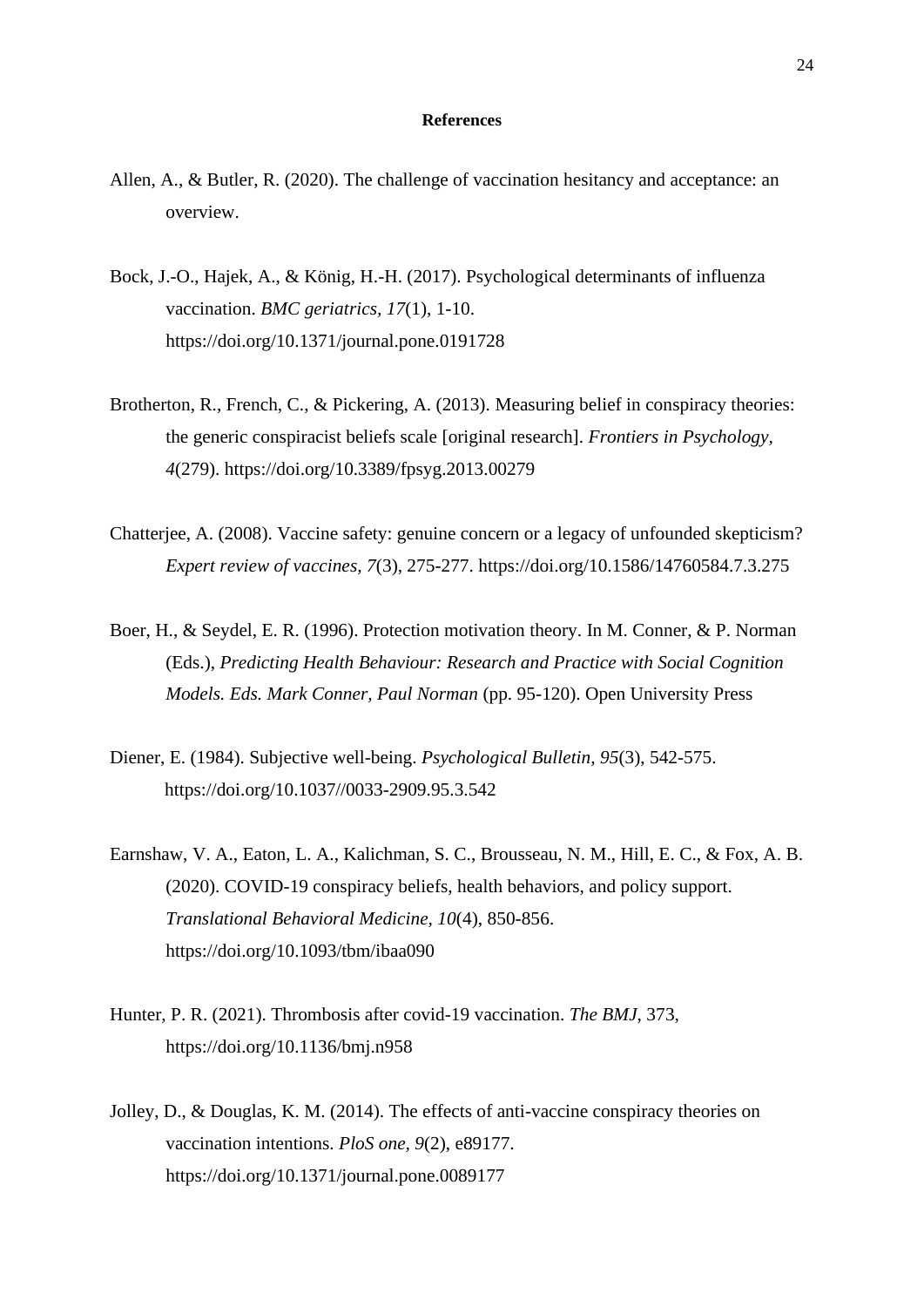# References

Allen, A., & Butler, R. (2020). The challenge of vaccination hesitancy and acceptance: an overview.

Bock, J.-O., Hajek, A., & König, H.-H. (2017). Psychological determinants of influenza vaccination. *BMC geriatrics*, *17*(1), 1-10. https://doi.org/10.1371/journal.pone.0191728

Brotherton, R., French, C., & Pickering, A. (2013). Measuring belief in conspiracy theories: the generic conspiracist beliefs scale [original research]. *Frontiers in Psychology*, *4*(279). https://doi.org/10.3389/fpsyg.2013.00279

Chatterjee, A. (2008). Vaccine safety: genuine concern or a legacy of unfounded skepticism? *Expert review of vaccines, 7*(3), 275-277. https://doi.org/10.1586/14760584.7.3.275

Boer, H., & Seydel, E. R. (1996). Protection motivation theory. In M. Conner, & P. Norman (Eds.), *Predicting Health Behaviour: Research and Practice with Social Cognition Models. Eds. Mark Conner, Paul Norman* (pp. 95-120). Open University Press

Diener, E. (1984). Subjective well-being. *Psychological Bulletin, 95*(3), 542-575. https://doi.org/10.1037//0033-2909.95.3.542

Earnshaw, V. A., Eaton, L. A., Kalichman, S. C., Brousseau, N. M., Hill, E. C., & Fox, A. B. (2020). COVID-19 conspiracy beliefs, health behaviors, and policy support. *Translational Behavioral Medicine*, *10*(4), 850-856. https://doi.org/10.1093/tbm/ibaa090

Hunter, P. R. (2021). Thrombosis after covid-19 vaccination. *The BMJ*, 373, https://doi.org/10.1136/bmj.n958

Jolley, D., & Douglas, K. M. (2014). The effects of anti-vaccine conspiracy theories on vaccination intentions. *PloS one, 9*(2), e89177. https://doi.org/10.1371/journal.pone.0089177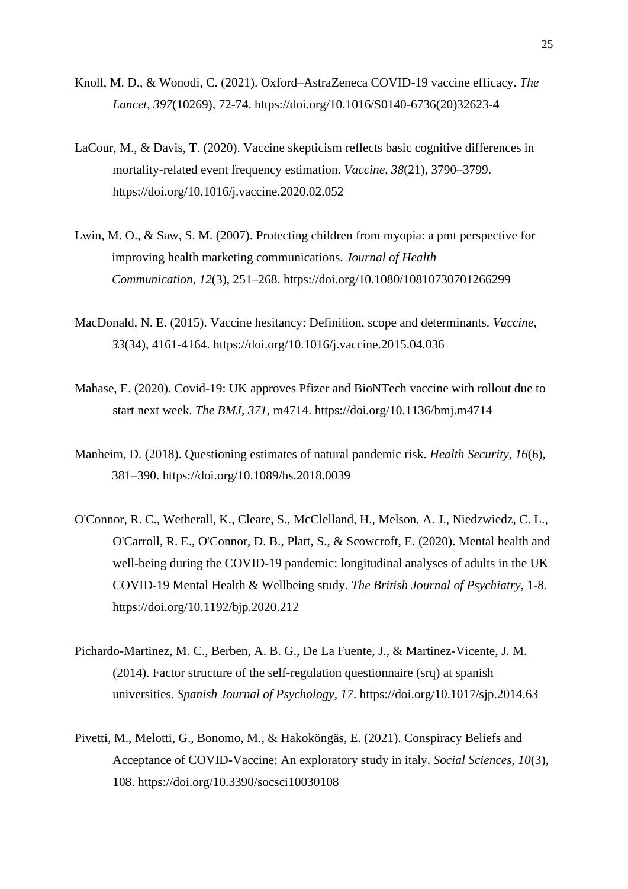Knoll, M. D., & Wonodi, C. (2021). Oxford–AstraZeneca COVID-19 vaccine efficacy. *The Lancet, 397*(10269), 72-74. https://doi.org/10.1016/S0140-6736(20)32623-4

LaCour, M., & Davis, T. (2020). Vaccine skepticism reflects basic cognitive differences in mortality-related event frequency estimation. *Vaccine*, *38*(21), 3790–3799. https://doi.org/10.1016/j.vaccine.2020.02.052

Lwin, M. O., & Saw, S. M. (2007). Protecting children from myopia: a pmt perspective for improving health marketing communications. *Journal of Health Communication*, *12*(3), 251–268. https://doi.org/10.1080/10810730701266299

MacDonald, N. E. (2015). Vaccine hesitancy: Definition, scope and determinants. *Vaccine, 33*(34), 4161-4164. https://doi.org/10.1016/j.vaccine.2015.04.036

Mahase, E. (2020). Covid-19: UK approves Pfizer and BioNTech vaccine with rollout due to start next week. *The BMJ, 371*, m4714. https://doi.org/10.1136/bmj.m4714

Manheim, D. (2018). Questioning estimates of natural pandemic risk. *Health Security*, *16*(6), 381–390. https://doi.org/10.1089/hs.2018.0039

O'Connor, R. C., Wetherall, K., Cleare, S., McClelland, H., Melson, A. J., Niedzwiedz, C. L., O'Carroll, R. E., O'Connor, D. B., Platt, S., & Scowcroft, E. (2020). Mental health and well-being during the COVID-19 pandemic: longitudinal analyses of adults in the UK COVID-19 Mental Health & Wellbeing study. *The British Journal of Psychiatry*, 1-8. https://doi.org/10.1192/bjp.2020.212

Pichardo-Martinez, M. C., Berben, A. B. G., De La Fuente, J., & Martinez-Vicente, J. M. (2014). Factor structure of the self-regulation questionnaire (srq) at spanish universities. *Spanish Journal of Psychology, 17*. https://doi.org/10.1017/sjp.2014.63

Pivetti, M., Melotti, G., Bonomo, M., & Hakoköngäs, E. (2021). Conspiracy Beliefs and Acceptance of COVID-Vaccine: An exploratory study in italy. *Social Sciences, 10*(3), 108. https://doi.org/10.3390/socsci10030108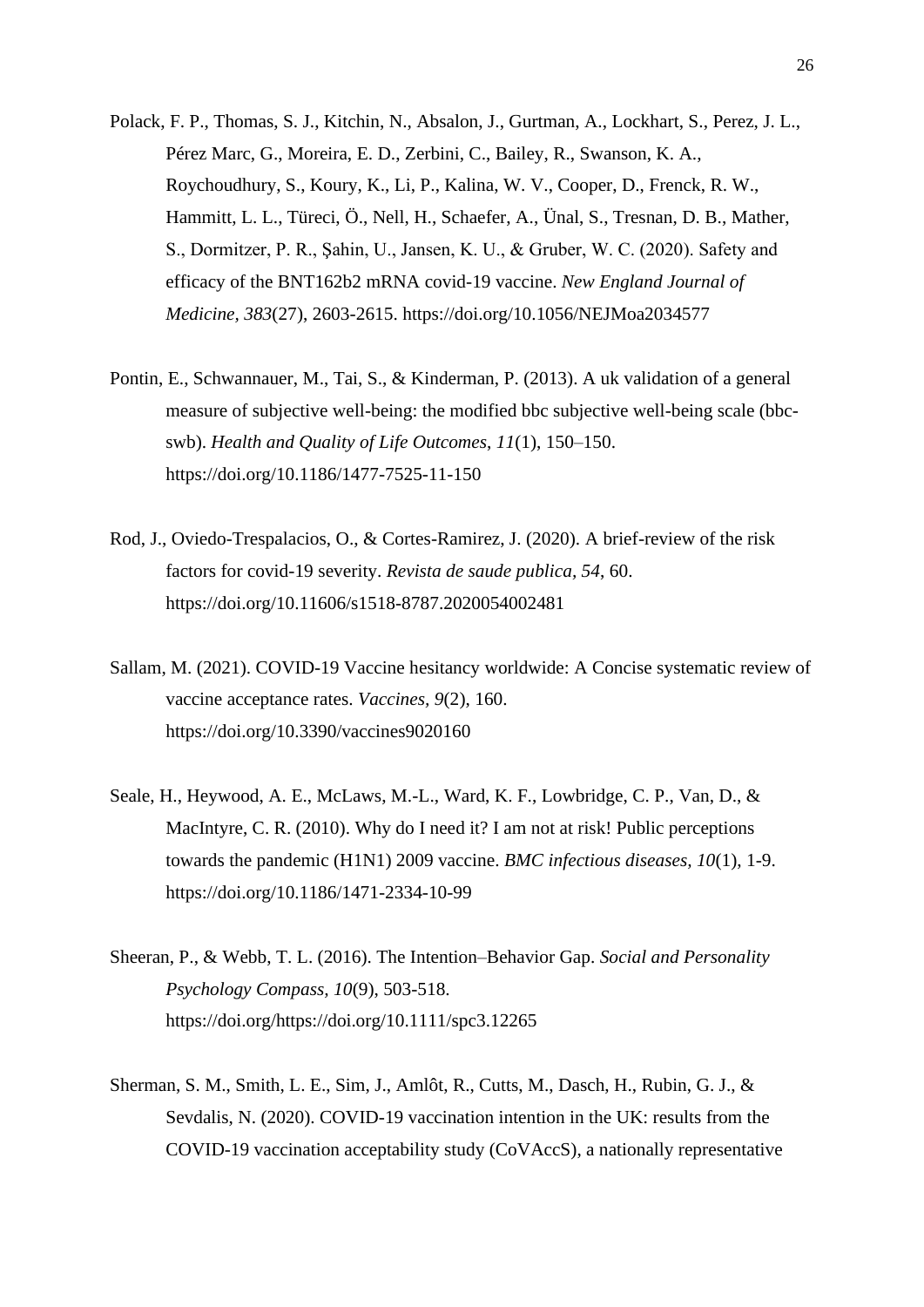Polack, F. P., Thomas, S. J., Kitchin, N., Absalon, J., Gurtman, A., Lockhart, S., Perez, J. L., Pérez Marc, G., Moreira, E. D., Zerbini, C., Bailey, R., Swanson, K. A., Roychoudhury, S., Koury, K., Li, P., Kalina, W. V., Cooper, D., Frenck, R. W., Hammitt, L. L., Türeci, Ö., Nell, H., Schaefer, A., Ünal, S., Tresnan, D. B., Mather, S., Dormitzer, P. R., Şahin, U., Jansen, K. U., & Gruber, W. C. (2020). Safety and efficacy of the BNT162b2 mRNA covid-19 vaccine. *New England Journal of Medicine*, *383*(27), 2603-2615. https://doi.org/10.1056/NEJMoa2034577

Pontin, E., Schwannauer, M., Tai, S., & Kinderman, P. (2013). A uk validation of a general measure of subjective well-being: the modified bbc subjective well-being scale (bbc-swb). *Health and Quality of Life Outcomes*, *11*(1), 150–150. https://doi.org/10.1186/1477-7525-11-150

Rod, J., Oviedo-Trespalacios, O., & Cortes-Ramirez, J. (2020). A brief-review of the risk factors for covid-19 severity. *Revista de saude publica, 54*, 60. https://doi.org/10.11606/s1518-8787.2020054002481

Sallam, M. (2021). COVID-19 Vaccine hesitancy worldwide: A Concise systematic review of vaccine acceptance rates. *Vaccines, 9*(2), 160. https://doi.org/10.3390/vaccines9020160

Seale, H., Heywood, A. E., McLaws, M.-L., Ward, K. F., Lowbridge, C. P., Van, D., & MacIntyre, C. R. (2010). Why do I need it? I am not at risk! Public perceptions towards the pandemic (H1N1) 2009 vaccine. *BMC infectious diseases, 10*(1), 1-9. https://doi.org/10.1186/1471-2334-10-99

Sheeran, P., & Webb, T. L. (2016). The Intention–Behavior Gap. *Social and Personality Psychology Compass, 10*(9), 503-518. https://doi.org/https://doi.org/10.1111/spc3.12265

Sherman, S. M., Smith, L. E., Sim, J., Amlôt, R., Cutts, M., Dasch, H., Rubin, G. J., & Sevdalis, N. (2020). COVID-19 vaccination intention in the UK: results from the COVID-19 vaccination acceptability study (CoVAccS), a nationally representative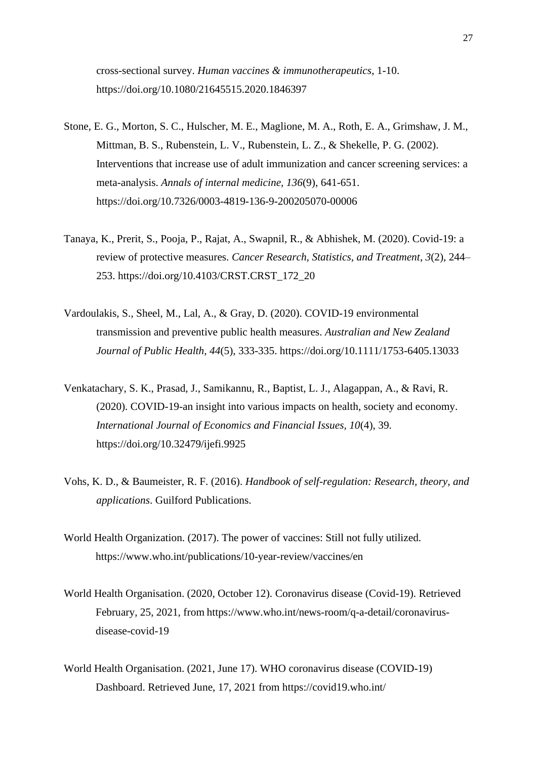cross-sectional survey. *Human vaccines & immunotherapeutics*, 1-10. https://doi.org/10.1080/21645515.2020.1846397

Stone, E. G., Morton, S. C., Hulscher, M. E., Maglione, M. A., Roth, E. A., Grimshaw, J. M., Mittman, B. S., Rubenstein, L. V., Rubenstein, L. Z., & Shekelle, P. G. (2002). Interventions that increase use of adult immunization and cancer screening services: a meta-analysis. *Annals of internal medicine*, *136*(9), 641-651. https://doi.org/10.7326/0003-4819-136-9-200205070-00006

Tanaya, K., Prerit, S., Pooja, P., Rajat, A., Swapnil, R., & Abhishek, M. (2020). Covid-19: a review of protective measures. *Cancer Research, Statistics, and Treatment*, *3*(2), 244–253. https://doi.org/10.4103/CRST.CRST_172_20

Vardoulakis, S., Sheel, M., Lal, A., & Gray, D. (2020). COVID-19 environmental transmission and preventive public health measures. *Australian and New Zealand Journal of Public Health*, *44*(5), 333-335. https://doi.org/10.1111/1753-6405.13033

Venkatachary, S. K., Prasad, J., Samikannu, R., Baptist, L. J., Alagappan, A., & Ravi, R. (2020). COVID-19-an insight into various impacts on health, society and economy. *International Journal of Economics and Financial Issues*, *10*(4), 39. https://doi.org/10.32479/ijefi.9925

Vohs, K. D., & Baumeister, R. F. (2016). *Handbook of self-regulation: Research, theory, and applications*. Guilford Publications.

World Health Organization. (2017). The power of vaccines: Still not fully utilized. https://www.who.int/publications/10-year-review/vaccines/en

World Health Organisation. (2020, October 12). Coronavirus disease (Covid-19). Retrieved February, 25, 2021, from https://www.who.int/news-room/q-a-detail/coronavirus-disease-covid-19

World Health Organisation. (2021, June 17). WHO coronavirus disease (COVID-19) Dashboard. Retrieved June, 17, 2021 from https://covid19.who.int/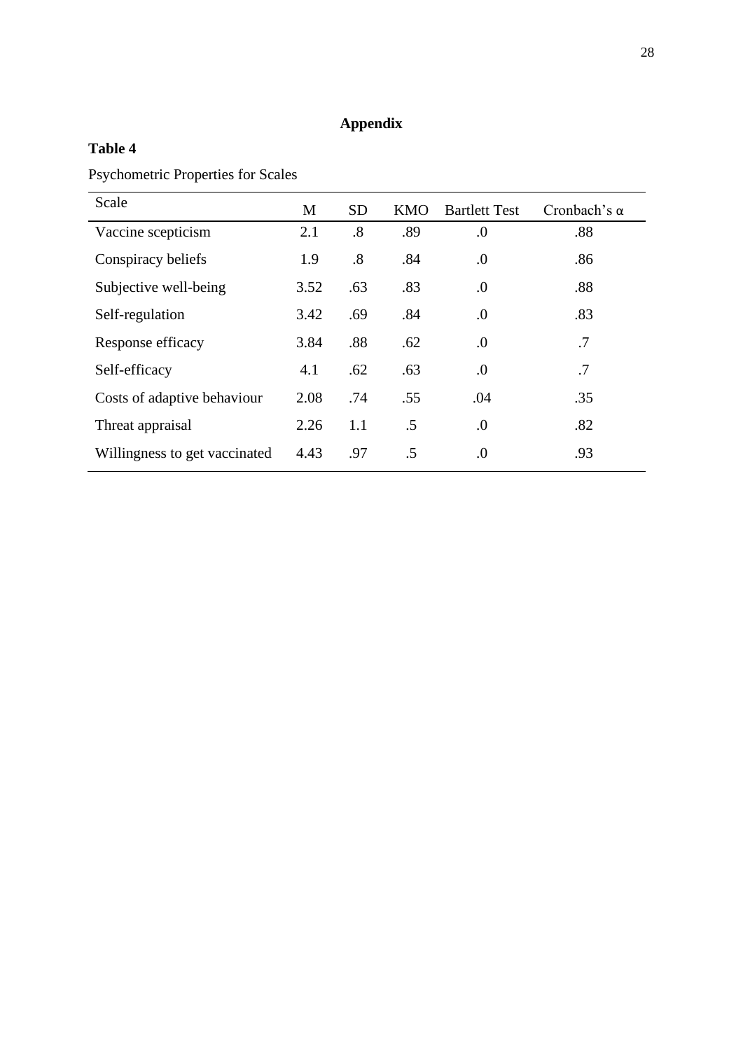# Appendix

**Table 4**

Psychometric Properties for Scales

| Scale | M | SD | KMO | Bartlett Test | Cronbach's α |
|---|---|---|---|---|---|
| Vaccine scepticism | 2.1 | .8 | .89 | .0 | .88 |
| Conspiracy beliefs | 1.9 | .8 | .84 | .0 | .86 |
| Subjective well-being | 3.52 | .63 | .83 | .0 | .88 |
| Self-regulation | 3.42 | .69 | .84 | .0 | .83 |
| Response efficacy | 3.84 | .88 | .62 | .0 | .7 |
| Self-efficacy | 4.1 | .62 | .63 | .0 | .7 |
| Costs of adaptive behaviour | 2.08 | .74 | .55 | .04 | .35 |
| Threat appraisal | 2.26 | 1.1 | .5 | .0 | .82 |
| Willingness to get vaccinated | 4.43 | .97 | .5 | .0 | .93 |